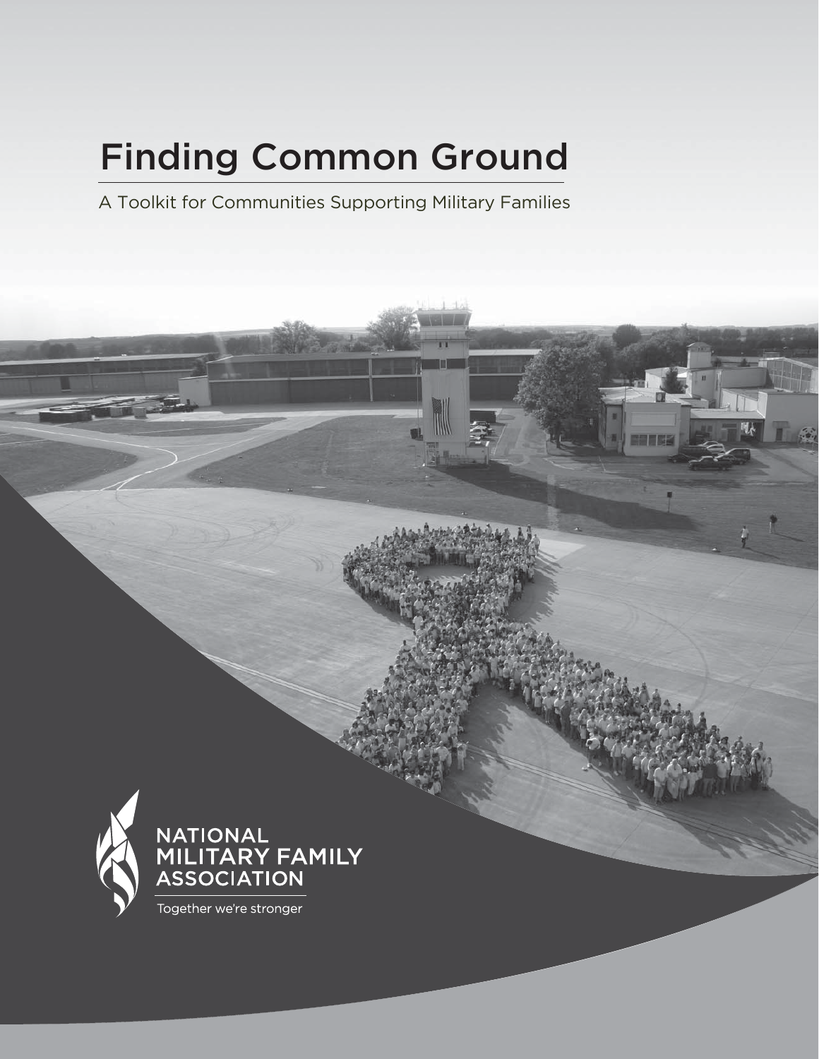# Finding Common Ground

A Toolkit for Communities Supporting Military Families

NATIONAL MILITARY FAMILY ASSOCIATION

Together we're stronger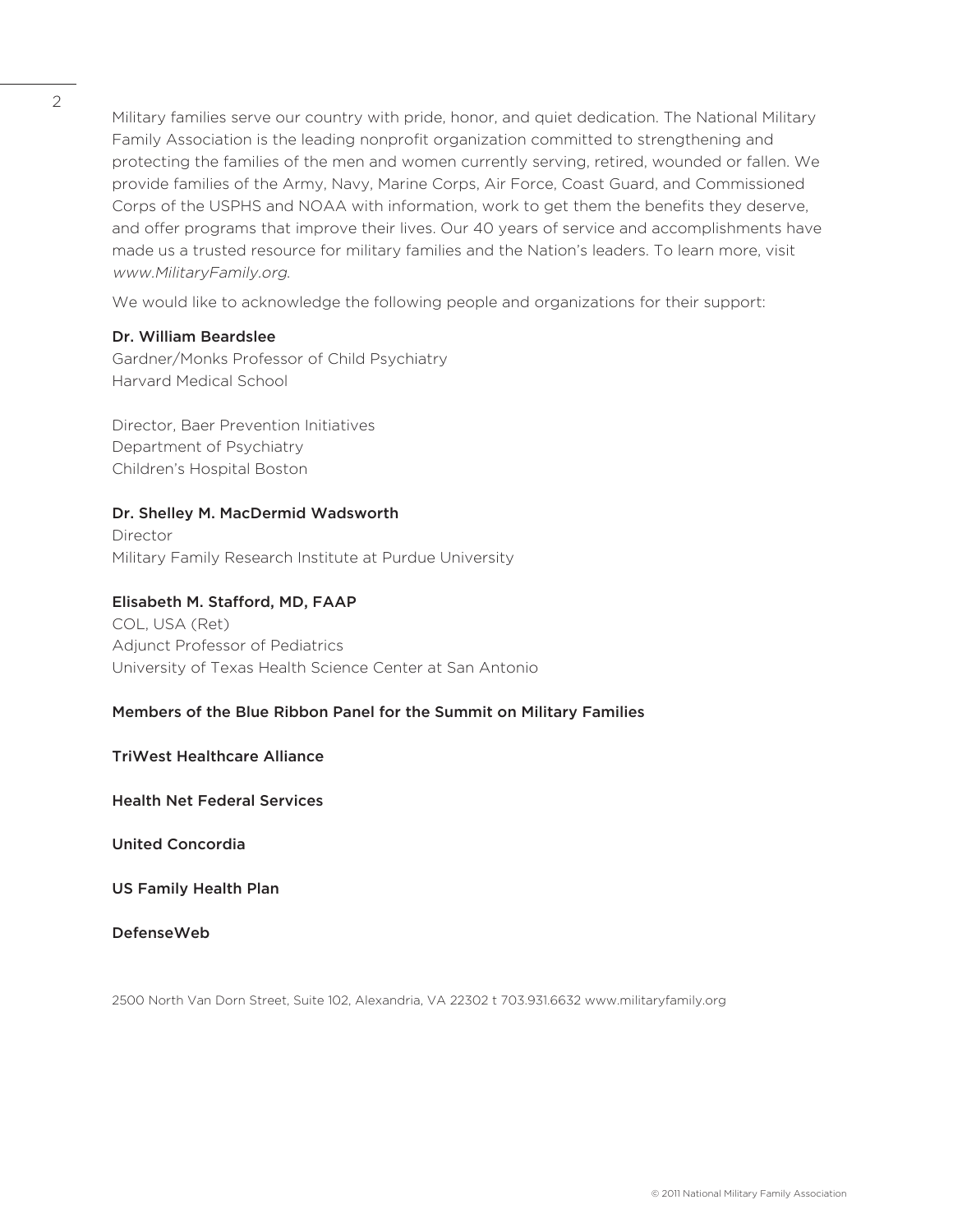Military families serve our country with pride, honor, and quiet dedication. The National Military Family Association is the leading nonprofit organization committed to strengthening and protecting the families of the men and women currently serving, retired, wounded or fallen. We provide families of the Army, Navy, Marine Corps, Air Force, Coast Guard, and Commissioned Corps of the USPHS and NOAA with information, work to get them the benefits they deserve, and offer programs that improve their lives. Our 40 years of service and accomplishments have made us a trusted resource for military families and the Nation's leaders. To learn more, visit *www.MilitaryFamily.org*.

We would like to acknowledge the following people and organizations for their support:

**Dr. William Beardslee**
Gardner/Monks Professor of Child Psychiatry
Harvard Medical School

Director, Baer Prevention Initiatives
Department of Psychiatry
Children's Hospital Boston

**Dr. Shelley M. MacDermid Wadsworth**
Director
Military Family Research Institute at Purdue University

**Elisabeth M. Stafford, MD, FAAP**
COL, USA (Ret)
Adjunct Professor of Pediatrics
University of Texas Health Science Center at San Antonio

**Members of the Blue Ribbon Panel for the Summit on Military Families**

**TriWest Healthcare Alliance**

**Health Net Federal Services**

**United Concordia**

**US Family Health Plan**

**DefenseWeb**

2500 North Van Dorn Street, Suite 102, Alexandria, VA 22302 t 703.931.6632 www.militaryfamily.org

© 2011 National Military Family Association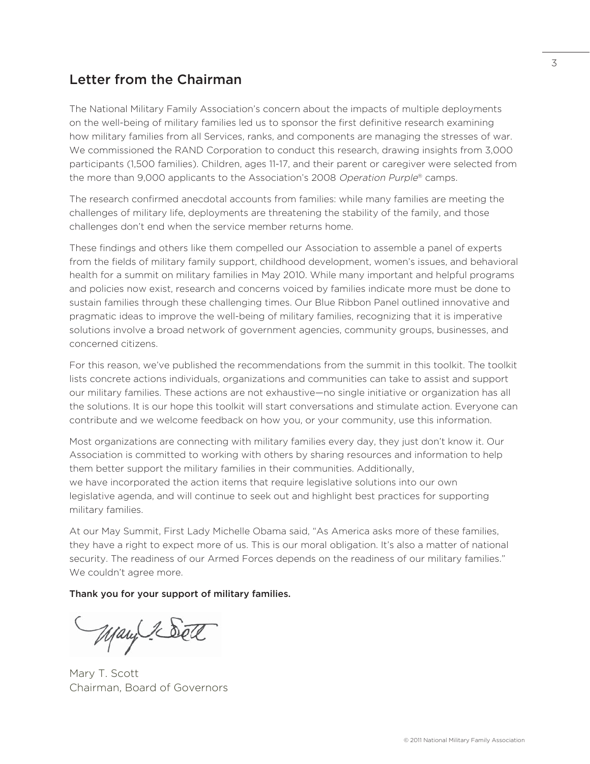## Letter from the Chairman

The National Military Family Association's concern about the impacts of multiple deployments on the well-being of military families led us to sponsor the first definitive research examining how military families from all Services, ranks, and components are managing the stresses of war. We commissioned the RAND Corporation to conduct this research, drawing insights from 3,000 participants (1,500 families). Children, ages 11-17, and their parent or caregiver were selected from the more than 9,000 applicants to the Association's 2008 *Operation Purple*® camps.

The research confirmed anecdotal accounts from families: while many families are meeting the challenges of military life, deployments are threatening the stability of the family, and those challenges don't end when the service member returns home.

These findings and others like them compelled our Association to assemble a panel of experts from the fields of military family support, childhood development, women's issues, and behavioral health for a summit on military families in May 2010. While many important and helpful programs and policies now exist, research and concerns voiced by families indicate more must be done to sustain families through these challenging times. Our Blue Ribbon Panel outlined innovative and pragmatic ideas to improve the well-being of military families, recognizing that it is imperative solutions involve a broad network of government agencies, community groups, businesses, and concerned citizens.

For this reason, we've published the recommendations from the summit in this toolkit. The toolkit lists concrete actions individuals, organizations and communities can take to assist and support our military families. These actions are not exhaustive—no single initiative or organization has all the solutions. It is our hope this toolkit will start conversations and stimulate action. Everyone can contribute and we welcome feedback on how you, or your community, use this information.

Most organizations are connecting with military families every day, they just don't know it. Our Association is committed to working with others by sharing resources and information to help them better support the military families in their communities. Additionally, we have incorporated the action items that require legislative solutions into our own legislative agenda, and will continue to seek out and highlight best practices for supporting military families.

At our May Summit, First Lady Michelle Obama said, "As America asks more of these families, they have a right to expect more of us. This is our moral obligation. It's also a matter of national security. The readiness of our Armed Forces depends on the readiness of our military families." We couldn't agree more.

**Thank you for your support of military families.**

Mary T. Scott
Chairman, Board of Governors

© 2011 National Military Family Association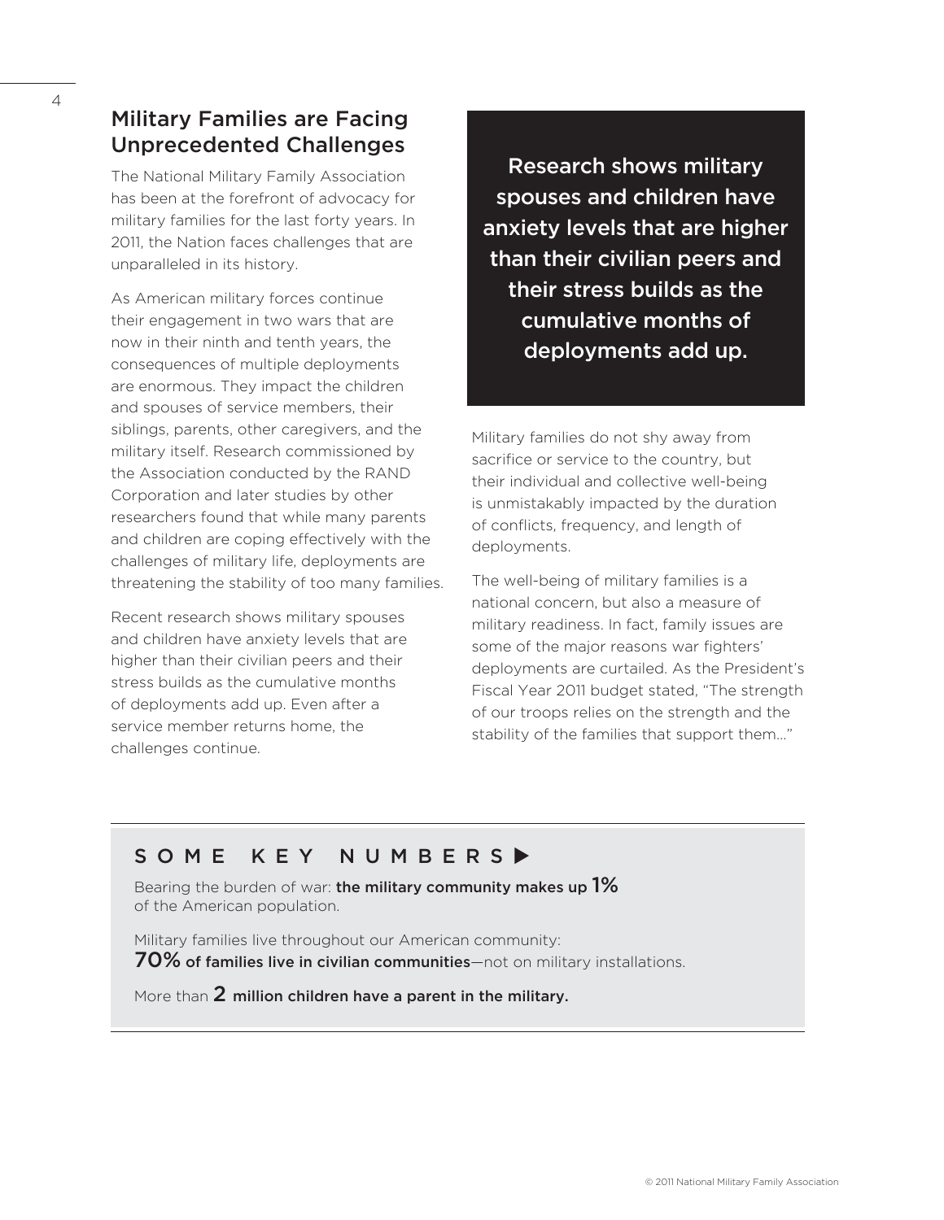## Military Families are Facing Unprecedented Challenges

The National Military Family Association has been at the forefront of advocacy for military families for the last forty years. In 2011, the Nation faces challenges that are unparalleled in its history.

As American military forces continue their engagement in two wars that are now in their ninth and tenth years, the consequences of multiple deployments are enormous. They impact the children and spouses of service members, their siblings, parents, other caregivers, and the military itself. Research commissioned by the Association conducted by the RAND Corporation and later studies by other researchers found that while many parents and children are coping effectively with the challenges of military life, deployments are threatening the stability of too many families.

Recent research shows military spouses and children have anxiety levels that are higher than their civilian peers and their stress builds as the cumulative months of deployments add up. Even after a service member returns home, the challenges continue.

> **Research shows military spouses and children have anxiety levels that are higher than their civilian peers and their stress builds as the cumulative months of deployments add up.**

Military families do not shy away from sacrifice or service to the country, but their individual and collective well-being is unmistakably impacted by the duration of conflicts, frequency, and length of deployments.

The well-being of military families is a national concern, but also a measure of military readiness. In fact, family issues are some of the major reasons war fighters' deployments are curtailed. As the President's Fiscal Year 2011 budget stated, "The strength of our troops relies on the strength and the stability of the families that support them…"

### SOME KEY NUMBERS ▶

Bearing the burden of war: **the military community makes up 1%** of the American population.

Military families live throughout our American community: **70% of families live in civilian communities**—not on military installations.

More than **2 million children have a parent in the military.**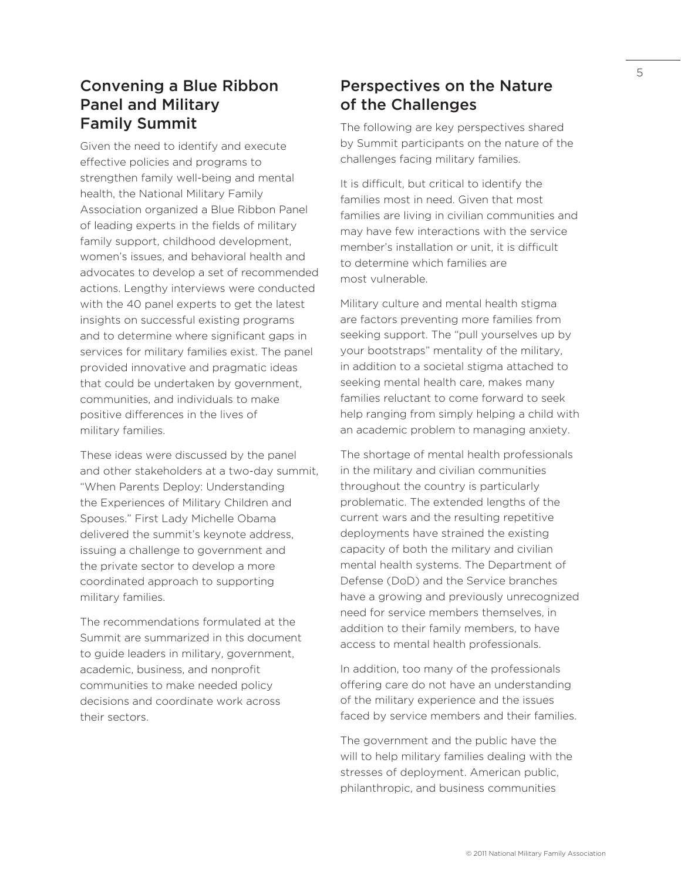## Convening a Blue Ribbon Panel and Military Family Summit

Given the need to identify and execute effective policies and programs to strengthen family well-being and mental health, the National Military Family Association organized a Blue Ribbon Panel of leading experts in the fields of military family support, childhood development, women's issues, and behavioral health and advocates to develop a set of recommended actions. Lengthy interviews were conducted with the 40 panel experts to get the latest insights on successful existing programs and to determine where significant gaps in services for military families exist. The panel provided innovative and pragmatic ideas that could be undertaken by government, communities, and individuals to make positive differences in the lives of military families.

These ideas were discussed by the panel and other stakeholders at a two-day summit, "When Parents Deploy: Understanding the Experiences of Military Children and Spouses." First Lady Michelle Obama delivered the summit's keynote address, issuing a challenge to government and the private sector to develop a more coordinated approach to supporting military families.

The recommendations formulated at the Summit are summarized in this document to guide leaders in military, government, academic, business, and nonprofit communities to make needed policy decisions and coordinate work across their sectors.

## Perspectives on the Nature of the Challenges

The following are key perspectives shared by Summit participants on the nature of the challenges facing military families.

It is difficult, but critical to identify the families most in need. Given that most families are living in civilian communities and may have few interactions with the service member's installation or unit, it is difficult to determine which families are most vulnerable.

Military culture and mental health stigma are factors preventing more families from seeking support. The "pull yourselves up by your bootstraps" mentality of the military, in addition to a societal stigma attached to seeking mental health care, makes many families reluctant to come forward to seek help ranging from simply helping a child with an academic problem to managing anxiety.

The shortage of mental health professionals in the military and civilian communities throughout the country is particularly problematic. The extended lengths of the current wars and the resulting repetitive deployments have strained the existing capacity of both the military and civilian mental health systems. The Department of Defense (DoD) and the Service branches have a growing and previously unrecognized need for service members themselves, in addition to their family members, to have access to mental health professionals.

In addition, too many of the professionals offering care do not have an understanding of the military experience and the issues faced by service members and their families.

The government and the public have the will to help military families dealing with the stresses of deployment. American public, philanthropic, and business communities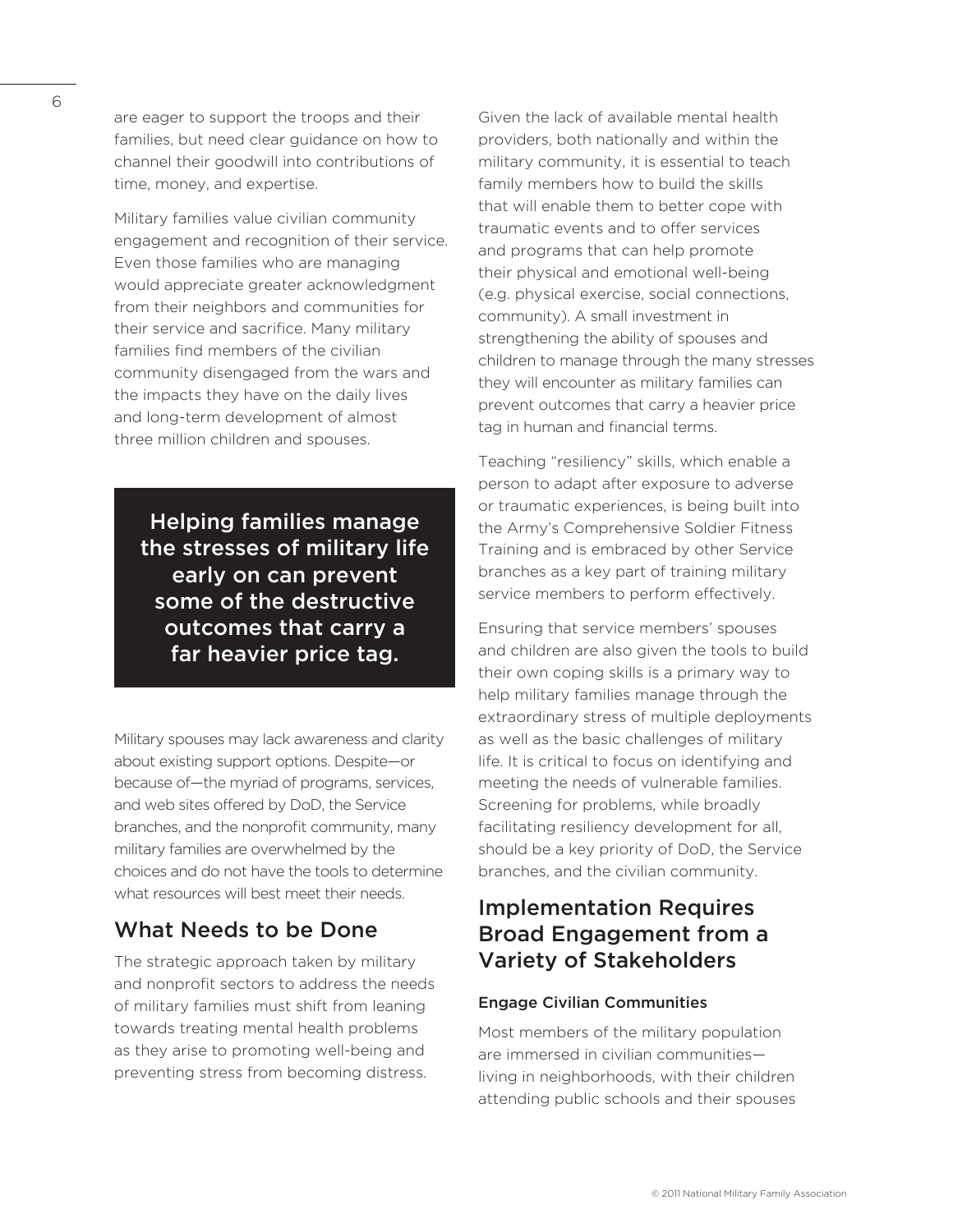are eager to support the troops and their families, but need clear guidance on how to channel their goodwill into contributions of time, money, and expertise.

Military families value civilian community engagement and recognition of their service. Even those families who are managing would appreciate greater acknowledgment from their neighbors and communities for their service and sacrifice. Many military families find members of the civilian community disengaged from the wars and the impacts they have on the daily lives and long-term development of almost three million children and spouses.

**Helping families manage the stresses of military life early on can prevent some of the destructive outcomes that carry a far heavier price tag.**

Military spouses may lack awareness and clarity about existing support options. Despite—or because of—the myriad of programs, services, and web sites offered by DoD, the Service branches, and the nonprofit community, many military families are overwhelmed by the choices and do not have the tools to determine what resources will best meet their needs.

## What Needs to be Done

The strategic approach taken by military and nonprofit sectors to address the needs of military families must shift from leaning towards treating mental health problems as they arise to promoting well-being and preventing stress from becoming distress.

Given the lack of available mental health providers, both nationally and within the military community, it is essential to teach family members how to build the skills that will enable them to better cope with traumatic events and to offer services and programs that can help promote their physical and emotional well-being (e.g. physical exercise, social connections, community). A small investment in strengthening the ability of spouses and children to manage through the many stresses they will encounter as military families can prevent outcomes that carry a heavier price tag in human and financial terms.

Teaching "resiliency" skills, which enable a person to adapt after exposure to adverse or traumatic experiences, is being built into the Army's Comprehensive Soldier Fitness Training and is embraced by other Service branches as a key part of training military service members to perform effectively.

Ensuring that service members' spouses and children are also given the tools to build their own coping skills is a primary way to help military families manage through the extraordinary stress of multiple deployments as well as the basic challenges of military life. It is critical to focus on identifying and meeting the needs of vulnerable families. Screening for problems, while broadly facilitating resiliency development for all, should be a key priority of DoD, the Service branches, and the civilian community.

## Implementation Requires Broad Engagement from a Variety of Stakeholders

### Engage Civilian Communities

Most members of the military population are immersed in civilian communities—living in neighborhoods, with their children attending public schools and their spouses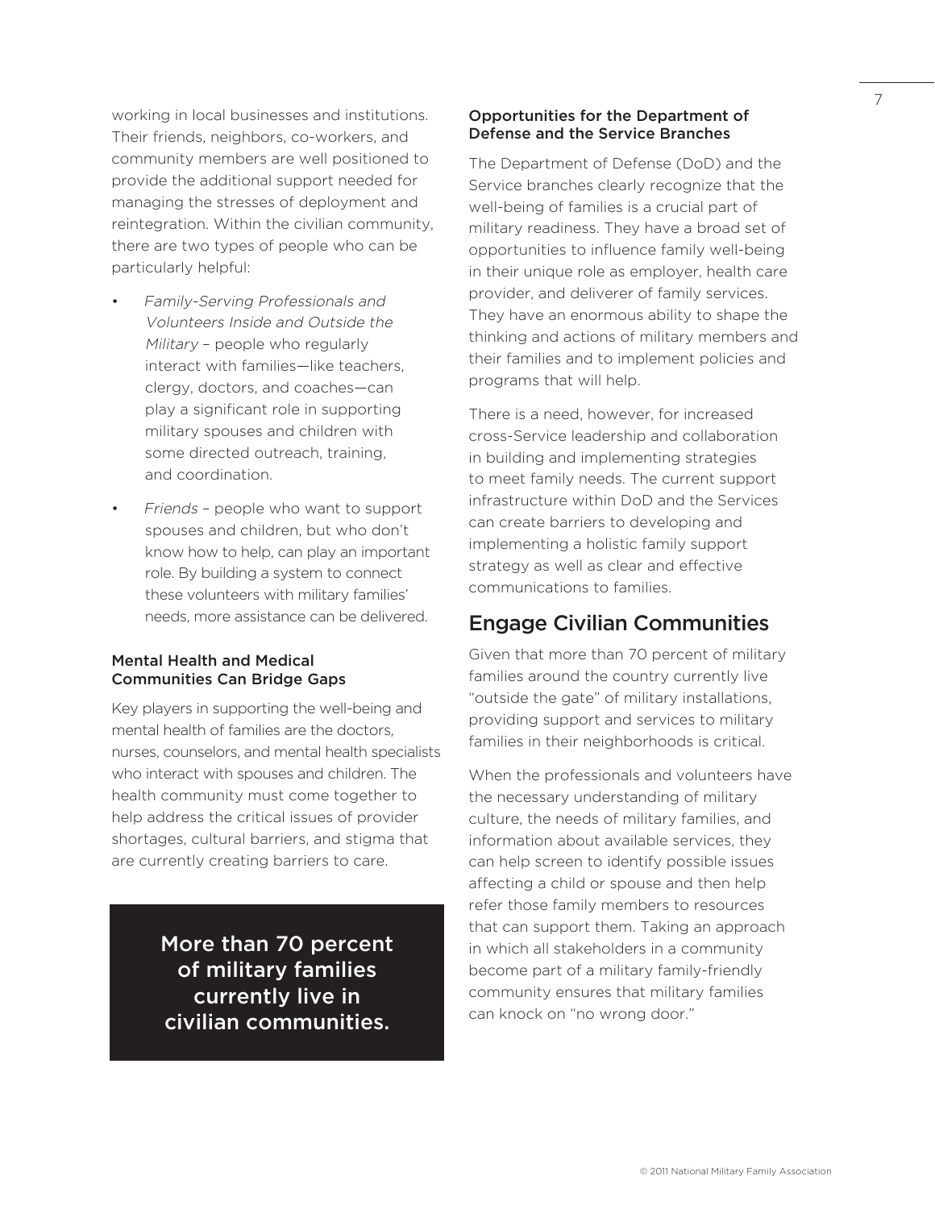working in local businesses and institutions. Their friends, neighbors, co-workers, and community members are well positioned to provide the additional support needed for managing the stresses of deployment and reintegration. Within the civilian community, there are two types of people who can be particularly helpful:

- *Family-Serving Professionals and Volunteers Inside and Outside the Military* – people who regularly interact with families—like teachers, clergy, doctors, and coaches—can play a significant role in supporting military spouses and children with some directed outreach, training, and coordination.
- *Friends* – people who want to support spouses and children, but who don't know how to help, can play an important role. By building a system to connect these volunteers with military families' needs, more assistance can be delivered.

### Mental Health and Medical Communities Can Bridge Gaps

Key players in supporting the well-being and mental health of families are the doctors, nurses, counselors, and mental health specialists who interact with spouses and children. The health community must come together to help address the critical issues of provider shortages, cultural barriers, and stigma that are currently creating barriers to care.

**More than 70 percent of military families currently live in civilian communities.**

### Opportunities for the Department of Defense and the Service Branches

The Department of Defense (DoD) and the Service branches clearly recognize that the well-being of families is a crucial part of military readiness. They have a broad set of opportunities to influence family well-being in their unique role as employer, health care provider, and deliverer of family services. They have an enormous ability to shape the thinking and actions of military members and their families and to implement policies and programs that will help.

There is a need, however, for increased cross-Service leadership and collaboration in building and implementing strategies to meet family needs. The current support infrastructure within DoD and the Services can create barriers to developing and implementing a holistic family support strategy as well as clear and effective communications to families.

## Engage Civilian Communities

Given that more than 70 percent of military families around the country currently live "outside the gate" of military installations, providing support and services to military families in their neighborhoods is critical.

When the professionals and volunteers have the necessary understanding of military culture, the needs of military families, and information about available services, they can help screen to identify possible issues affecting a child or spouse and then help refer those family members to resources that can support them. Taking an approach in which all stakeholders in a community become part of a military family-friendly community ensures that military families can knock on "no wrong door."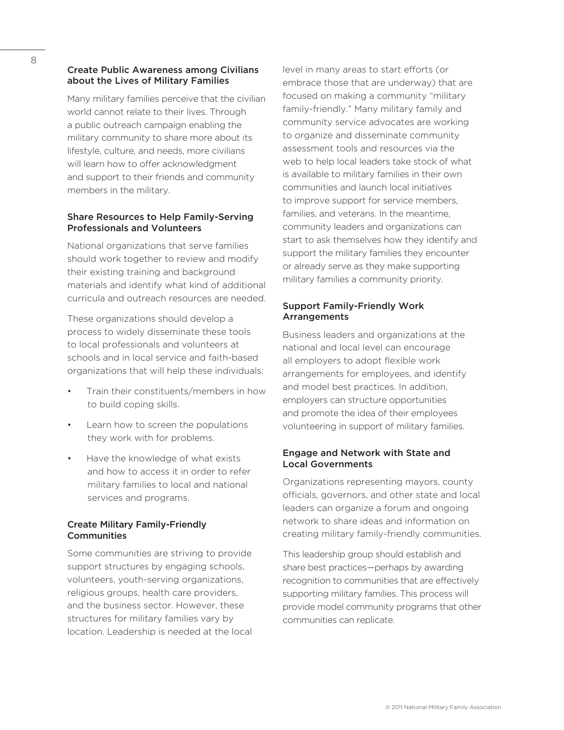### Create Public Awareness among Civilians about the Lives of Military Families

Many military families perceive that the civilian world cannot relate to their lives. Through a public outreach campaign enabling the military community to share more about its lifestyle, culture, and needs, more civilians will learn how to offer acknowledgment and support to their friends and community members in the military.

### Share Resources to Help Family-Serving Professionals and Volunteers

National organizations that serve families should work together to review and modify their existing training and background materials and identify what kind of additional curricula and outreach resources are needed.

These organizations should develop a process to widely disseminate these tools to local professionals and volunteers at schools and in local service and faith-based organizations that will help these individuals:

- Train their constituents/members in how to build coping skills.
- Learn how to screen the populations they work with for problems.
- Have the knowledge of what exists and how to access it in order to refer military families to local and national services and programs.

### Create Military Family-Friendly Communities

Some communities are striving to provide support structures by engaging schools, volunteers, youth-serving organizations, religious groups, health care providers, and the business sector. However, these structures for military families vary by location. Leadership is needed at the local level in many areas to start efforts (or embrace those that are underway) that are focused on making a community "military family-friendly." Many military family and community service advocates are working to organize and disseminate community assessment tools and resources via the web to help local leaders take stock of what is available to military families in their own communities and launch local initiatives to improve support for service members, families, and veterans. In the meantime, community leaders and organizations can start to ask themselves how they identify and support the military families they encounter or already serve as they make supporting military families a community priority.

### Support Family-Friendly Work Arrangements

Business leaders and organizations at the national and local level can encourage all employers to adopt flexible work arrangements for employees, and identify and model best practices. In addition, employers can structure opportunities and promote the idea of their employees volunteering in support of military families.

### Engage and Network with State and Local Governments

Organizations representing mayors, county officials, governors, and other state and local leaders can organize a forum and ongoing network to share ideas and information on creating military family-friendly communities.

This leadership group should establish and share best practices—perhaps by awarding recognition to communities that are effectively supporting military families. This process will provide model community programs that other communities can replicate.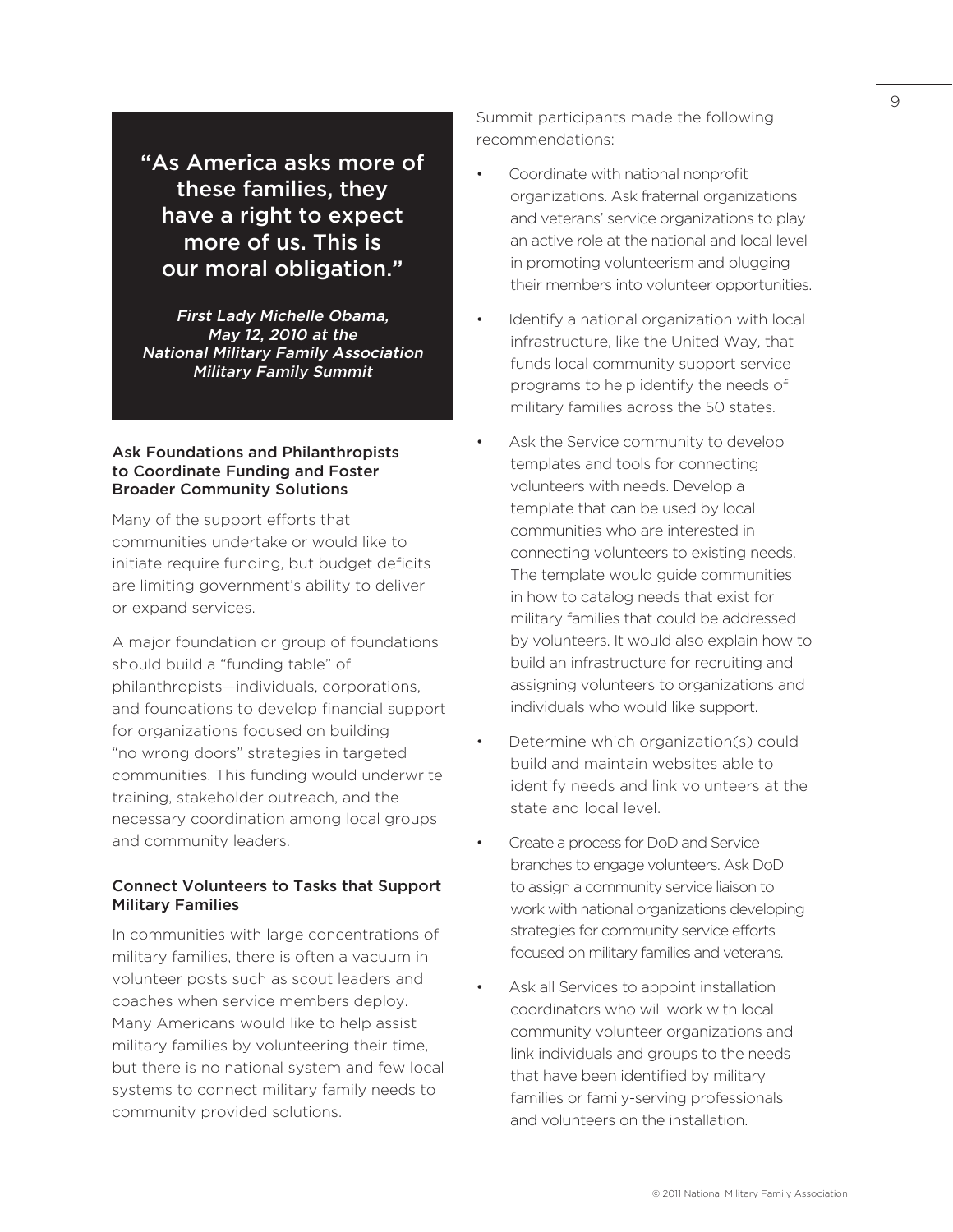> “As America asks more of these families, they have a right to expect more of us. This is our moral obligation.”
>
> *First Lady Michelle Obama, May 12, 2010 at the National Military Family Association Military Family Summit*

### Ask Foundations and Philanthropists to Coordinate Funding and Foster Broader Community Solutions

Many of the support efforts that communities undertake or would like to initiate require funding, but budget deficits are limiting government’s ability to deliver or expand services.

A major foundation or group of foundations should build a “funding table” of philanthropists—individuals, corporations, and foundations to develop financial support for organizations focused on building “no wrong doors” strategies in targeted communities. This funding would underwrite training, stakeholder outreach, and the necessary coordination among local groups and community leaders.

### Connect Volunteers to Tasks that Support Military Families

In communities with large concentrations of military families, there is often a vacuum in volunteer posts such as scout leaders and coaches when service members deploy. Many Americans would like to help assist military families by volunteering their time, but there is no national system and few local systems to connect military family needs to community provided solutions.

Summit participants made the following recommendations:

- Coordinate with national nonprofit organizations. Ask fraternal organizations and veterans’ service organizations to play an active role at the national and local level in promoting volunteerism and plugging their members into volunteer opportunities.
- Identify a national organization with local infrastructure, like the United Way, that funds local community support service programs to help identify the needs of military families across the 50 states.
- Ask the Service community to develop templates and tools for connecting volunteers with needs. Develop a template that can be used by local communities who are interested in connecting volunteers to existing needs. The template would guide communities in how to catalog needs that exist for military families that could be addressed by volunteers. It would also explain how to build an infrastructure for recruiting and assigning volunteers to organizations and individuals who would like support.
- Determine which organization(s) could build and maintain websites able to identify needs and link volunteers at the state and local level.
- Create a process for DoD and Service branches to engage volunteers. Ask DoD to assign a community service liaison to work with national organizations developing strategies for community service efforts focused on military families and veterans.
- Ask all Services to appoint installation coordinators who will work with local community volunteer organizations and link individuals and groups to the needs that have been identified by military families or family-serving professionals and volunteers on the installation.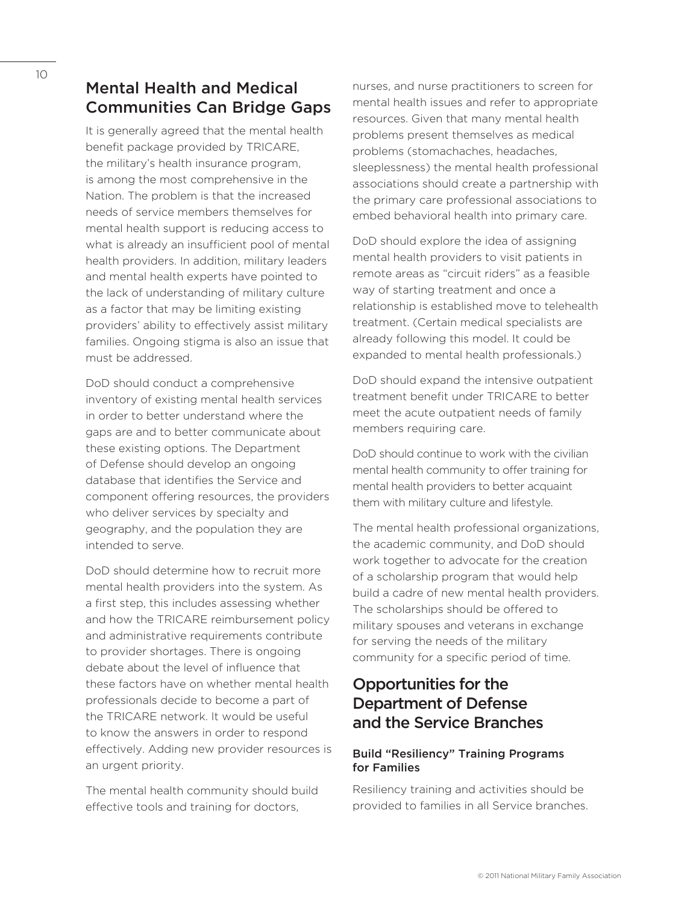## Mental Health and Medical Communities Can Bridge Gaps

It is generally agreed that the mental health benefit package provided by TRICARE, the military's health insurance program, is among the most comprehensive in the Nation. The problem is that the increased needs of service members themselves for mental health support is reducing access to what is already an insufficient pool of mental health providers. In addition, military leaders and mental health experts have pointed to the lack of understanding of military culture as a factor that may be limiting existing providers' ability to effectively assist military families. Ongoing stigma is also an issue that must be addressed.

DoD should conduct a comprehensive inventory of existing mental health services in order to better understand where the gaps are and to better communicate about these existing options. The Department of Defense should develop an ongoing database that identifies the Service and component offering resources, the providers who deliver services by specialty and geography, and the population they are intended to serve.

DoD should determine how to recruit more mental health providers into the system. As a first step, this includes assessing whether and how the TRICARE reimbursement policy and administrative requirements contribute to provider shortages. There is ongoing debate about the level of influence that these factors have on whether mental health professionals decide to become a part of the TRICARE network. It would be useful to know the answers in order to respond effectively. Adding new provider resources is an urgent priority.

The mental health community should build effective tools and training for doctors, nurses, and nurse practitioners to screen for mental health issues and refer to appropriate resources. Given that many mental health problems present themselves as medical problems (stomachaches, headaches, sleeplessness) the mental health professional associations should create a partnership with the primary care professional associations to embed behavioral health into primary care.

DoD should explore the idea of assigning mental health providers to visit patients in remote areas as "circuit riders" as a feasible way of starting treatment and once a relationship is established move to telehealth treatment. (Certain medical specialists are already following this model. It could be expanded to mental health professionals.)

DoD should expand the intensive outpatient treatment benefit under TRICARE to better meet the acute outpatient needs of family members requiring care.

DoD should continue to work with the civilian mental health community to offer training for mental health providers to better acquaint them with military culture and lifestyle.

The mental health professional organizations, the academic community, and DoD should work together to advocate for the creation of a scholarship program that would help build a cadre of new mental health providers. The scholarships should be offered to military spouses and veterans in exchange for serving the needs of the military community for a specific period of time.

## Opportunities for the Department of Defense and the Service Branches

### Build "Resiliency" Training Programs for Families

Resiliency training and activities should be provided to families in all Service branches.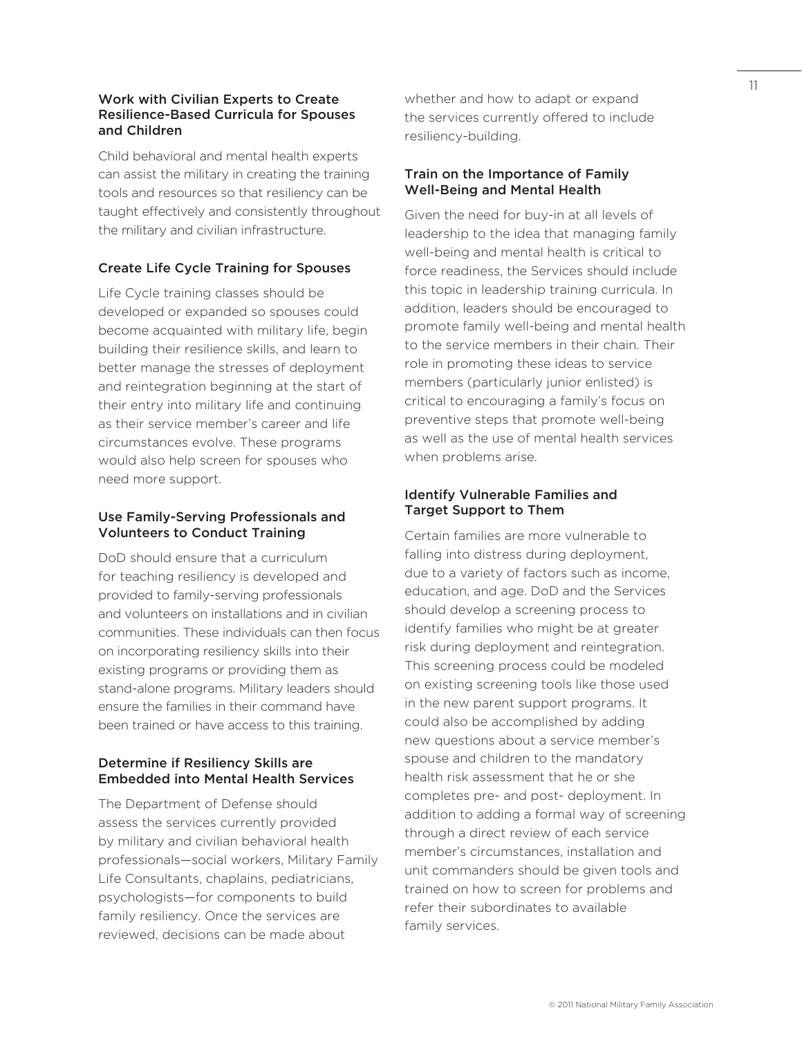### Work with Civilian Experts to Create Resilience-Based Curricula for Spouses and Children

Child behavioral and mental health experts can assist the military in creating the training tools and resources so that resiliency can be taught effectively and consistently throughout the military and civilian infrastructure.

### Create Life Cycle Training for Spouses

Life Cycle training classes should be developed or expanded so spouses could become acquainted with military life, begin building their resilience skills, and learn to better manage the stresses of deployment and reintegration beginning at the start of their entry into military life and continuing as their service member's career and life circumstances evolve. These programs would also help screen for spouses who need more support.

### Use Family-Serving Professionals and Volunteers to Conduct Training

DoD should ensure that a curriculum for teaching resiliency is developed and provided to family-serving professionals and volunteers on installations and in civilian communities. These individuals can then focus on incorporating resiliency skills into their existing programs or providing them as stand-alone programs. Military leaders should ensure the families in their command have been trained or have access to this training.

### Determine if Resiliency Skills are Embedded into Mental Health Services

The Department of Defense should assess the services currently provided by military and civilian behavioral health professionals—social workers, Military Family Life Consultants, chaplains, pediatricians, psychologists—for components to build family resiliency. Once the services are reviewed, decisions can be made about whether and how to adapt or expand the services currently offered to include resiliency-building.

### Train on the Importance of Family Well-Being and Mental Health

Given the need for buy-in at all levels of leadership to the idea that managing family well-being and mental health is critical to force readiness, the Services should include this topic in leadership training curricula. In addition, leaders should be encouraged to promote family well-being and mental health to the service members in their chain. Their role in promoting these ideas to service members (particularly junior enlisted) is critical to encouraging a family's focus on preventive steps that promote well-being as well as the use of mental health services when problems arise.

### Identify Vulnerable Families and Target Support to Them

Certain families are more vulnerable to falling into distress during deployment, due to a variety of factors such as income, education, and age. DoD and the Services should develop a screening process to identify families who might be at greater risk during deployment and reintegration. This screening process could be modeled on existing screening tools like those used in the new parent support programs. It could also be accomplished by adding new questions about a service member's spouse and children to the mandatory health risk assessment that he or she completes pre- and post- deployment. In addition to adding a formal way of screening through a direct review of each service member's circumstances, installation and unit commanders should be given tools and trained on how to screen for problems and refer their subordinates to available family services.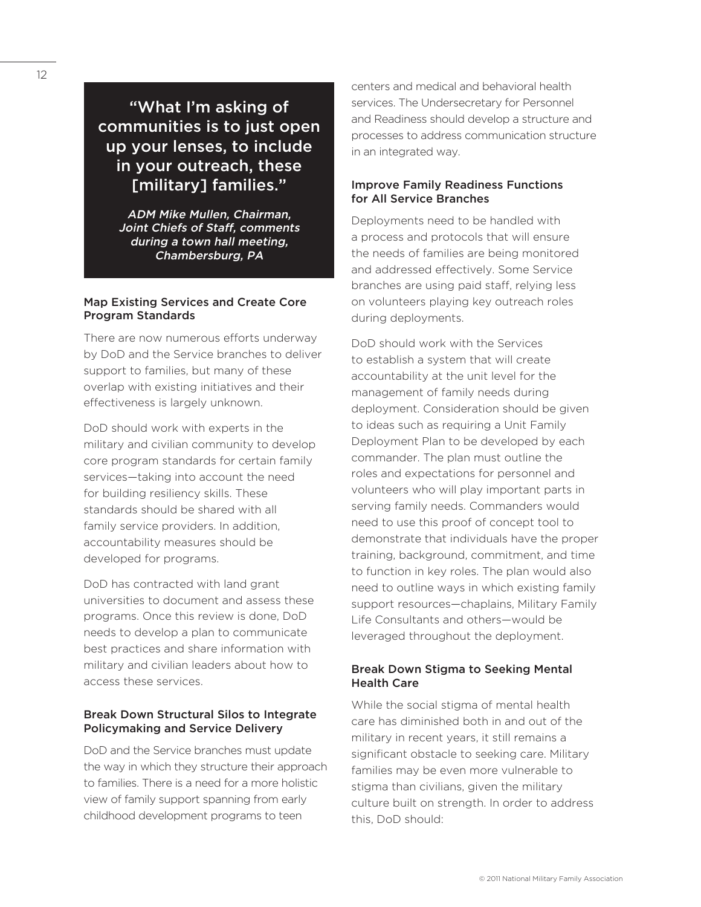> **"What I'm asking of communities is to just open up your lenses, to include in your outreach, these [military] families."**
>
> *ADM Mike Mullen, Chairman, Joint Chiefs of Staff, comments during a town hall meeting, Chambersburg, PA*

### Map Existing Services and Create Core Program Standards

There are now numerous efforts underway by DoD and the Service branches to deliver support to families, but many of these overlap with existing initiatives and their effectiveness is largely unknown.

DoD should work with experts in the military and civilian community to develop core program standards for certain family services—taking into account the need for building resiliency skills. These standards should be shared with all family service providers. In addition, accountability measures should be developed for programs.

DoD has contracted with land grant universities to document and assess these programs. Once this review is done, DoD needs to develop a plan to communicate best practices and share information with military and civilian leaders about how to access these services.

### Break Down Structural Silos to Integrate Policymaking and Service Delivery

DoD and the Service branches must update the way in which they structure their approach to families. There is a need for a more holistic view of family support spanning from early childhood development programs to teen centers and medical and behavioral health services. The Undersecretary for Personnel and Readiness should develop a structure and processes to address communication structure in an integrated way.

### Improve Family Readiness Functions for All Service Branches

Deployments need to be handled with a process and protocols that will ensure the needs of families are being monitored and addressed effectively. Some Service branches are using paid staff, relying less on volunteers playing key outreach roles during deployments.

DoD should work with the Services to establish a system that will create accountability at the unit level for the management of family needs during deployment. Consideration should be given to ideas such as requiring a Unit Family Deployment Plan to be developed by each commander. The plan must outline the roles and expectations for personnel and volunteers who will play important parts in serving family needs. Commanders would need to use this proof of concept tool to demonstrate that individuals have the proper training, background, commitment, and time to function in key roles. The plan would also need to outline ways in which existing family support resources—chaplains, Military Family Life Consultants and others—would be leveraged throughout the deployment.

### Break Down Stigma to Seeking Mental Health Care

While the social stigma of mental health care has diminished both in and out of the military in recent years, it still remains a significant obstacle to seeking care. Military families may be even more vulnerable to stigma than civilians, given the military culture built on strength. In order to address this, DoD should: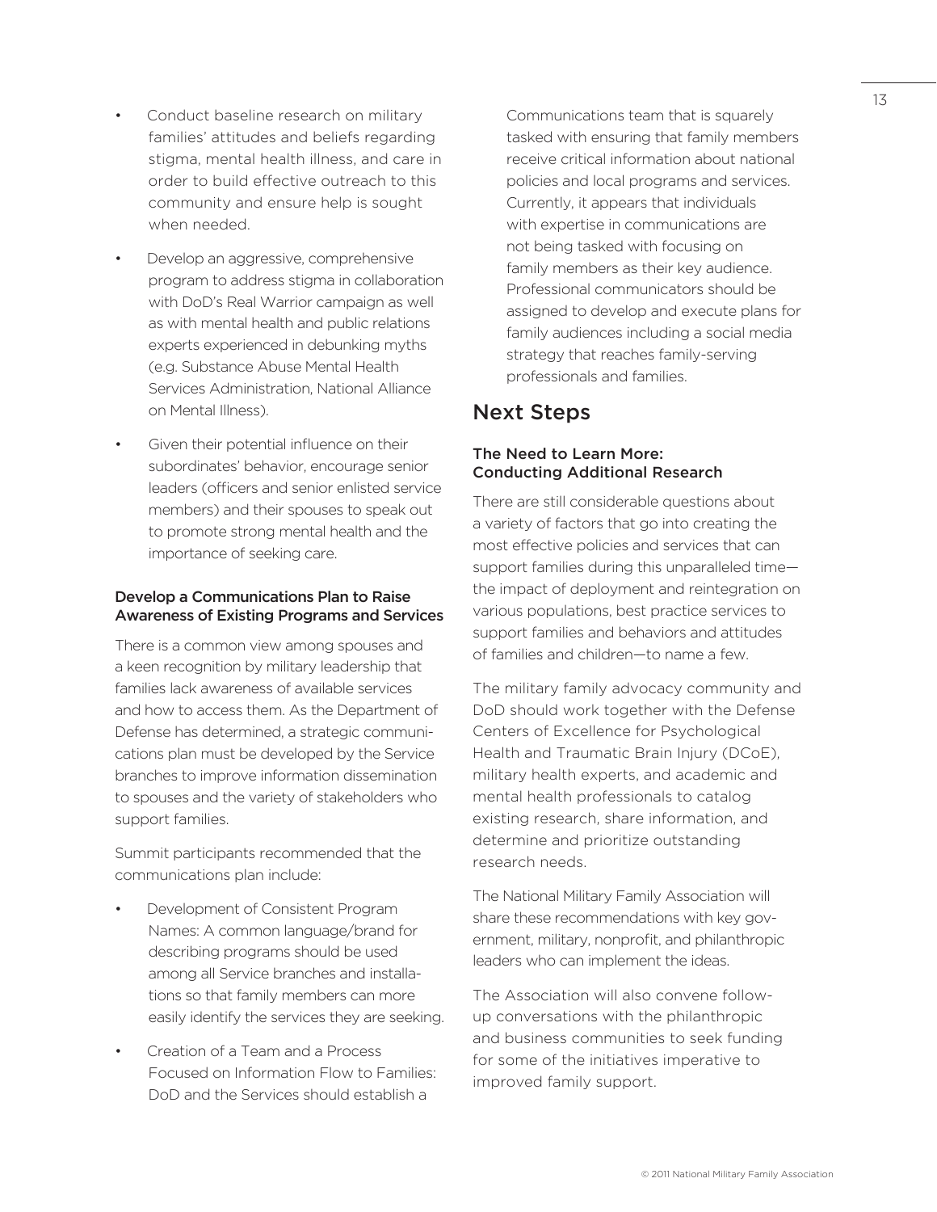- Conduct baseline research on military families' attitudes and beliefs regarding stigma, mental health illness, and care in order to build effective outreach to this community and ensure help is sought when needed.
- Develop an aggressive, comprehensive program to address stigma in collaboration with DoD's Real Warrior campaign as well as with mental health and public relations experts experienced in debunking myths (e.g. Substance Abuse Mental Health Services Administration, National Alliance on Mental Illness).
- Given their potential influence on their subordinates' behavior, encourage senior leaders (officers and senior enlisted service members) and their spouses to speak out to promote strong mental health and the importance of seeking care.

### Develop a Communications Plan to Raise Awareness of Existing Programs and Services

There is a common view among spouses and a keen recognition by military leadership that families lack awareness of available services and how to access them. As the Department of Defense has determined, a strategic communications plan must be developed by the Service branches to improve information dissemination to spouses and the variety of stakeholders who support families.

Summit participants recommended that the communications plan include:

- Development of Consistent Program Names: A common language/brand for describing programs should be used among all Service branches and installations so that family members can more easily identify the services they are seeking.
- Creation of a Team and a Process Focused on Information Flow to Families: DoD and the Services should establish a Communications team that is squarely tasked with ensuring that family members receive critical information about national policies and local programs and services. Currently, it appears that individuals with expertise in communications are not being tasked with focusing on family members as their key audience. Professional communicators should be assigned to develop and execute plans for family audiences including a social media strategy that reaches family-serving professionals and families.

## Next Steps

### The Need to Learn More: Conducting Additional Research

There are still considerable questions about a variety of factors that go into creating the most effective policies and services that can support families during this unparalleled time—the impact of deployment and reintegration on various populations, best practice services to support families and behaviors and attitudes of families and children—to name a few.

The military family advocacy community and DoD should work together with the Defense Centers of Excellence for Psychological Health and Traumatic Brain Injury (DCoE), military health experts, and academic and mental health professionals to catalog existing research, share information, and determine and prioritize outstanding research needs.

The National Military Family Association will share these recommendations with key government, military, nonprofit, and philanthropic leaders who can implement the ideas.

The Association will also convene follow-up conversations with the philanthropic and business communities to seek funding for some of the initiatives imperative to improved family support.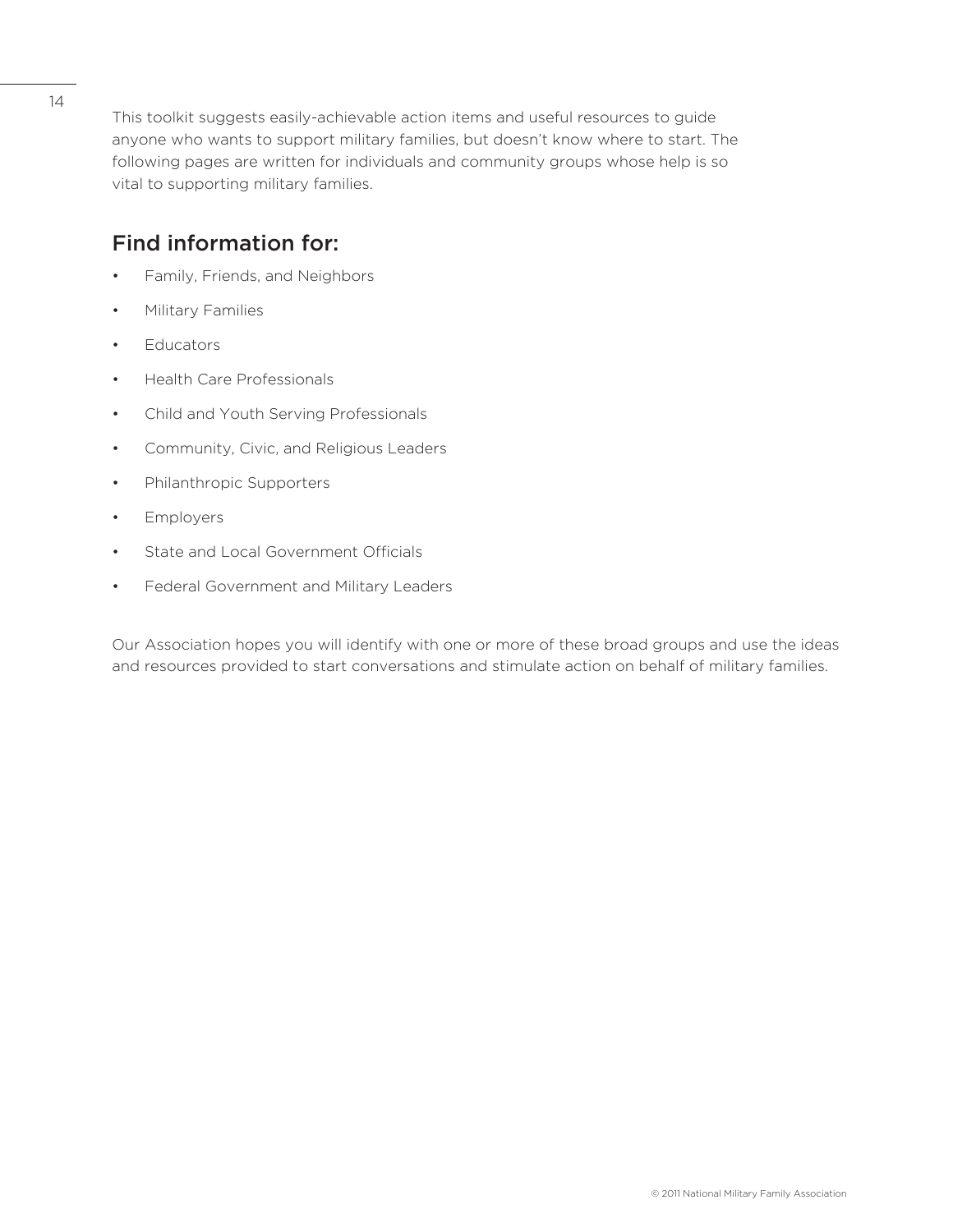This toolkit suggests easily-achievable action items and useful resources to guide anyone who wants to support military families, but doesn't know where to start. The following pages are written for individuals and community groups whose help is so vital to supporting military families.

## Find information for:

- Family, Friends, and Neighbors
- Military Families
- Educators
- Health Care Professionals
- Child and Youth Serving Professionals
- Community, Civic, and Religious Leaders
- Philanthropic Supporters
- Employers
- State and Local Government Officials
- Federal Government and Military Leaders

Our Association hopes you will identify with one or more of these broad groups and use the ideas and resources provided to start conversations and stimulate action on behalf of military families.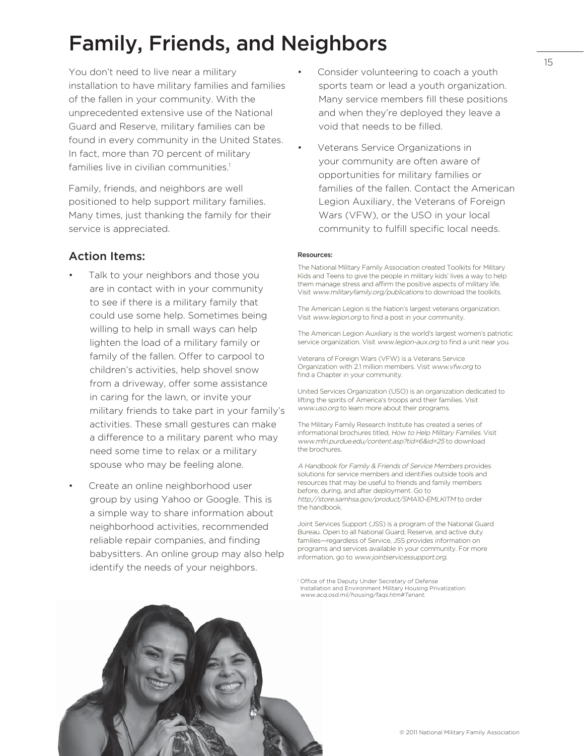# Family, Friends, and Neighbors

You don't need to live near a military installation to have military families and families of the fallen in your community. With the unprecedented extensive use of the National Guard and Reserve, military families can be found in every community in the United States. In fact, more than 70 percent of military families live in civilian communities.[1]

Family, friends, and neighbors are well positioned to help support military families. Many times, just thanking the family for their service is appreciated.

## Action Items:

- Talk to your neighbors and those you are in contact with in your community to see if there is a military family that could use some help. Sometimes being willing to help in small ways can help lighten the load of a military family or family of the fallen. Offer to carpool to children's activities, help shovel snow from a driveway, offer some assistance in caring for the lawn, or invite your military friends to take part in your family's activities. These small gestures can make a difference to a military parent who may need some time to relax or a military spouse who may be feeling alone.
- Create an online neighborhood user group by using Yahoo or Google. This is a simple way to share information about neighborhood activities, recommended reliable repair companies, and finding babysitters. An online group may also help identify the needs of your neighbors.
- Consider volunteering to coach a youth sports team or lead a youth organization. Many service members fill these positions and when they're deployed they leave a void that needs to be filled.
- Veterans Service Organizations in your community are often aware of opportunities for military families or families of the fallen. Contact the American Legion Auxiliary, the Veterans of Foreign Wars (VFW), or the USO in your local community to fulfill specific local needs.

**Resources:**

The National Military Family Association created Toolkits for Military Kids and Teens to give the people in military kids' lives a way to help them manage stress and affirm the positive aspects of military life. Visit *www.militaryfamily.org/publications* to download the toolkits.

The American Legion is the Nation's largest veterans organization. Visit *www.legion.org* to find a post in your community.

The American Legion Auxiliary is the world's largest women's patriotic service organization. Visit *www.legion-aux.org* to find a unit near you.

Veterans of Foreign Wars (VFW) is a Veterans Service Organization with 2.1 million members. Visit *www.vfw.org* to find a Chapter in your community.

United Services Organization (USO) is an organization dedicated to lifting the spirits of America's troops and their families. Visit *www.uso.org* to learn more about their programs.

The Military Family Research Institute has created a series of informational brochures titled, *How to Help Military Families.* Visit *www.mfri.purdue.edu/content.asp?tid=6&id=25* to download the brochures.

*A Handbook for Family & Friends of Service Members* provides solutions for service members and identifies outside tools and resources that may be useful to friends and family members before, during, and after deployment. Go to *http://store.samhsa.gov/product/SMA10-EMLKITM* to order the handbook.

Joint Services Support (JSS) is a program of the National Guard Bureau. Open to all National Guard, Reserve, and active duty families—regardless of Service, JSS provides information on programs and services available in your community. For more information, go to *www.jointservicessupport.org.*

[1] Office of the Deputy Under Secretary of Defense Installation and Environment Military Housing Privatization: *www.acq.osd.mil/housing/faqs.htm#Tenant.*

© 2011 National Military Family Association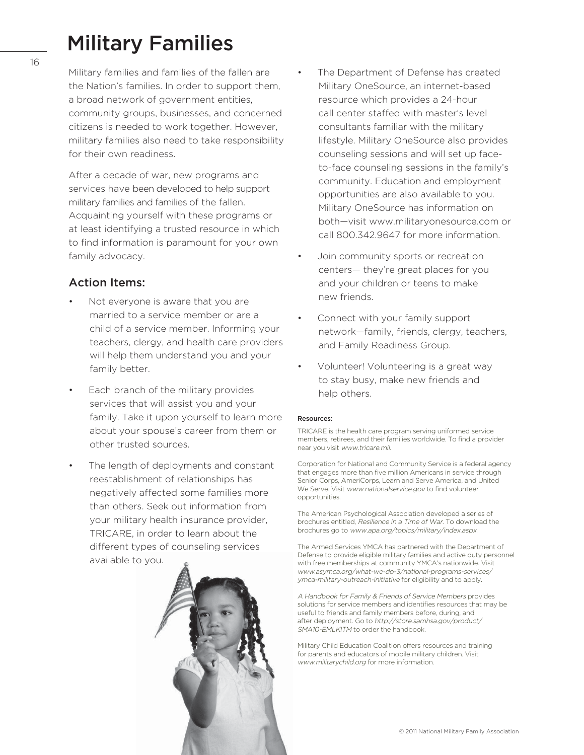# Military Families

Military families and families of the fallen are the Nation's families. In order to support them, a broad network of government entities, community groups, businesses, and concerned citizens is needed to work together. However, military families also need to take responsibility for their own readiness.

After a decade of war, new programs and services have been developed to help support military families and families of the fallen. Acquainting yourself with these programs or at least identifying a trusted resource in which to find information is paramount for your own family advocacy.

## Action Items:

- Not everyone is aware that you are married to a service member or are a child of a service member. Informing your teachers, clergy, and health care providers will help them understand you and your family better.
- Each branch of the military provides services that will assist you and your family. Take it upon yourself to learn more about your spouse's career from them or other trusted sources.
- The length of deployments and constant reestablishment of relationships has negatively affected some families more than others. Seek out information from your military health insurance provider, TRICARE, in order to learn about the different types of counseling services available to you.
- The Department of Defense has created Military OneSource, an internet-based resource which provides a 24-hour call center staffed with master's level consultants familiar with the military lifestyle. Military OneSource also provides counseling sessions and will set up face-to-face counseling sessions in the family's community. Education and employment opportunities are also available to you. Military OneSource has information on both—visit www.militaryonesource.com or call 800.342.9647 for more information.
- Join community sports or recreation centers— they're great places for you and your children or teens to make new friends.
- Connect with your family support network—family, friends, clergy, teachers, and Family Readiness Group.
- Volunteer! Volunteering is a great way to stay busy, make new friends and help others.

**Resources:**

TRICARE is the health care program serving uniformed service members, retirees, and their families worldwide. To find a provider near you visit *www.tricare.mil.*

Corporation for National and Community Service is a federal agency that engages more than five million Americans in service through Senior Corps, AmeriCorps, Learn and Serve America, and United We Serve. Visit *www.nationalservice.gov* to find volunteer opportunities.

The American Psychological Association developed a series of brochures entitled, *Resilience in a Time of War*. To download the brochures go to *www.apa.org/topics/military/index.aspx.*

The Armed Services YMCA has partnered with the Department of Defense to provide eligible military families and active duty personnel with free memberships at community YMCA's nationwide. Visit *www.asymca.org/what-we-do-3/national-programs-services/ymca-military-outreach-initiative* for eligibility and to apply.

*A Handbook for Family & Friends of Service Members* provides solutions for service members and identifies resources that may be useful to friends and family members before, during, and after deployment. Go to *http://store.samhsa.gov/product/SMA10-EMLKITM* to order the handbook.

Military Child Education Coalition offers resources and training for parents and educators of mobile military children. Visit *www.militarychild.org* for more information.

© 2011 National Military Family Association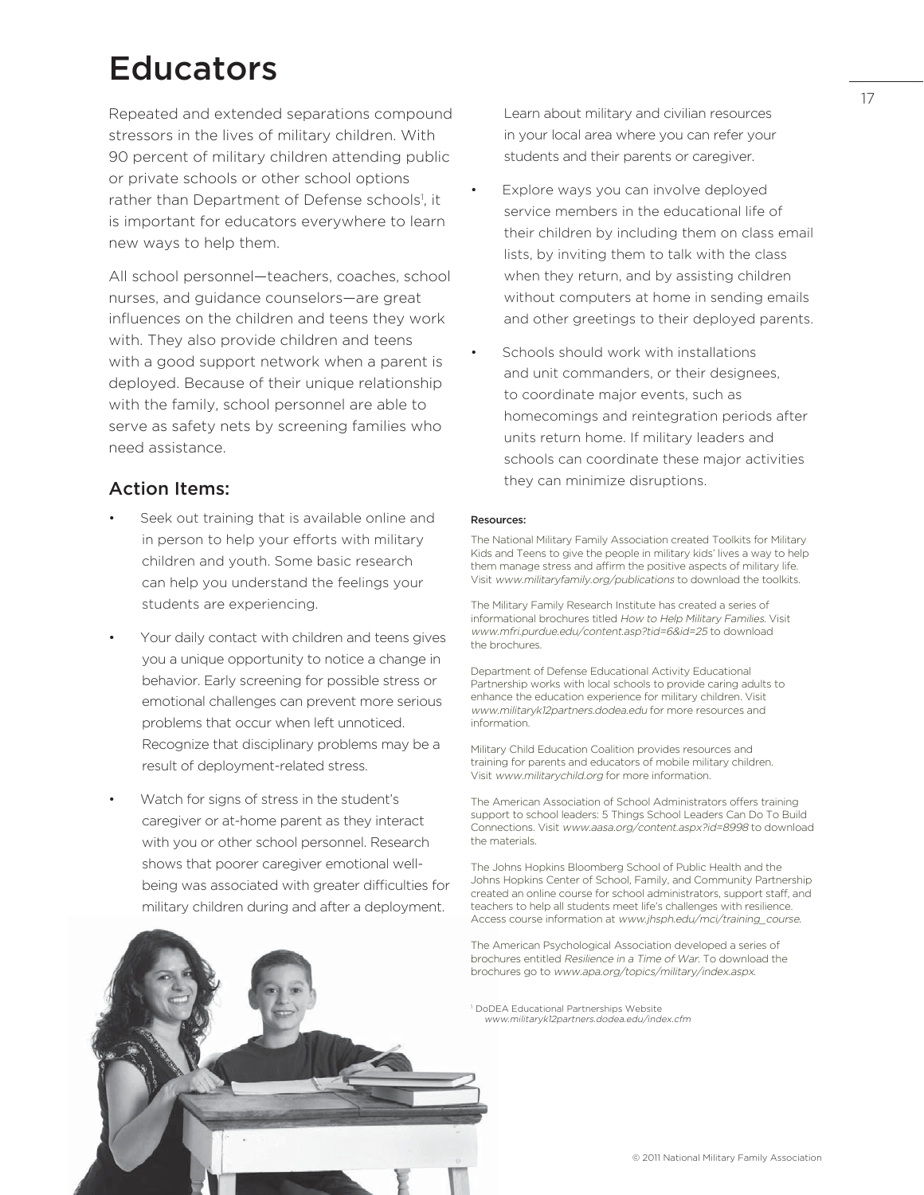# Educators

Repeated and extended separations compound stressors in the lives of military children. With 90 percent of military children attending public or private schools or other school options rather than Department of Defense schools[1], it is important for educators everywhere to learn new ways to help them.

All school personnel—teachers, coaches, school nurses, and guidance counselors—are great influences on the children and teens they work with. They also provide children and teens with a good support network when a parent is deployed. Because of their unique relationship with the family, school personnel are able to serve as safety nets by screening families who need assistance.

## Action Items:

- Seek out training that is available online and in person to help your efforts with military children and youth. Some basic research can help you understand the feelings your students are experiencing.
- Your daily contact with children and teens gives you a unique opportunity to notice a change in behavior. Early screening for possible stress or emotional challenges can prevent more serious problems that occur when left unnoticed. Recognize that disciplinary problems may be a result of deployment-related stress.
- Watch for signs of stress in the student's caregiver or at-home parent as they interact with you or other school personnel. Research shows that poorer caregiver emotional well-being was associated with greater difficulties for military children during and after a deployment. Learn about military and civilian resources in your local area where you can refer your students and their parents or caregiver.
- Explore ways you can involve deployed service members in the educational life of their children by including them on class email lists, by inviting them to talk with the class when they return, and by assisting children without computers at home in sending emails and other greetings to their deployed parents.
- Schools should work with installations and unit commanders, or their designees, to coordinate major events, such as homecomings and reintegration periods after units return home. If military leaders and schools can coordinate these major activities they can minimize disruptions.

**Resources:**

The National Military Family Association created Toolkits for Military Kids and Teens to give the people in military kids' lives a way to help them manage stress and affirm the positive aspects of military life. Visit *www.militaryfamily.org/publications* to download the toolkits.

The Military Family Research Institute has created a series of informational brochures titled *How to Help Military Families*. Visit *www.mfri.purdue.edu/content.asp?tid=6&id=25* to download the brochures.

Department of Defense Educational Activity Educational Partnership works with local schools to provide caring adults to enhance the education experience for military children. Visit *www.militaryk12partners.dodea.edu* for more resources and information.

Military Child Education Coalition provides resources and training for parents and educators of mobile military children. Visit *www.militarychild.org* for more information.

The American Association of School Administrators offers training support to school leaders: 5 Things School Leaders Can Do To Build Connections. Visit *www.aasa.org/content.aspx?id=8998* to download the materials.

The Johns Hopkins Bloomberg School of Public Health and the Johns Hopkins Center of School, Family, and Community Partnership created an online course for school administrators, support staff, and teachers to help all students meet life's challenges with resilience. Access course information at *www.jhsph.edu/mci/training_course*.

The American Psychological Association developed a series of brochures entitled *Resilience in a Time of War*. To download the brochures go to *www.apa.org/topics/military/index.aspx*.

[1] DoDEA Educational Partnerships Website *www.militaryk12partners.dodea.edu/index.cfm*

© 2011 National Military Family Association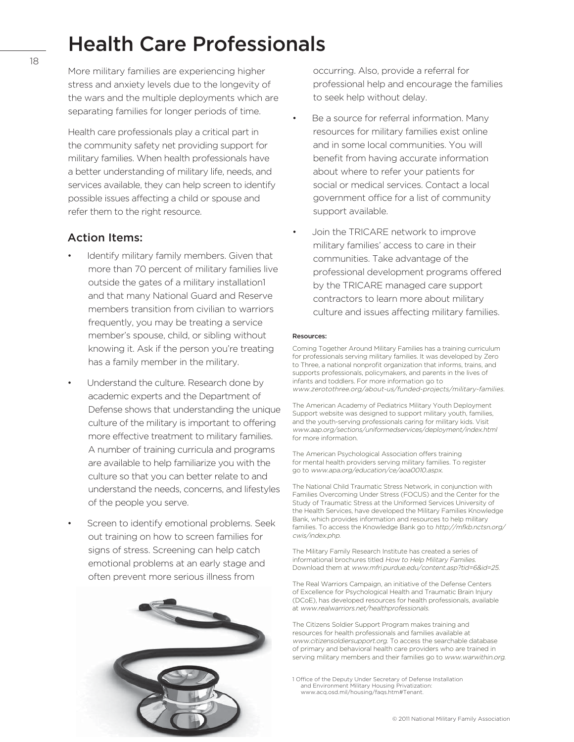# Health Care Professionals

More military families are experiencing higher stress and anxiety levels due to the longevity of the wars and the multiple deployments which are separating families for longer periods of time.

Health care professionals play a critical part in the community safety net providing support for military families. When health professionals have a better understanding of military life, needs, and services available, they can help screen to identify possible issues affecting a child or spouse and refer them to the right resource.

## Action Items:

- Identify military family members. Given that more than 70 percent of military families live outside the gates of a military installation[1] and that many National Guard and Reserve members transition from civilian to warriors frequently, you may be treating a service member's spouse, child, or sibling without knowing it. Ask if the person you're treating has a family member in the military.
- Understand the culture. Research done by academic experts and the Department of Defense shows that understanding the unique culture of the military is important to offering more effective treatment to military families. A number of training curricula and programs are available to help familiarize you with the culture so that you can better relate to and understand the needs, concerns, and lifestyles of the people you serve.
- Screen to identify emotional problems. Seek out training on how to screen families for signs of stress. Screening can help catch emotional problems at an early stage and often prevent more serious illness from occurring. Also, provide a referral for professional help and encourage the families to seek help without delay.
- Be a source for referral information. Many resources for military families exist online and in some local communities. You will benefit from having accurate information about where to refer your patients for social or medical services. Contact a local government office for a list of community support available.
- Join the TRICARE network to improve military families' access to care in their communities. Take advantage of the professional development programs offered by the TRICARE managed care support contractors to learn more about military culture and issues affecting military families.

**Resources:**

Coming Together Around Military Families has a training curriculum for professionals serving military families. It was developed by Zero to Three, a national nonprofit organization that informs, trains, and supports professionals, policymakers, and parents in the lives of infants and toddlers. For more information go to *www.zerotothree.org/about-us/funded-projects/military-families.*

The American Academy of Pediatrics Military Youth Deployment Support website was designed to support military youth, families, and the youth-serving professionals caring for military kids. Visit *www.aap.org/sections/uniformedservices/deployment/index.html* for more information.

The American Psychological Association offers training for mental health providers serving military families. To register go to *www.apa.org/education/ce/aoa0010.aspx.*

The National Child Traumatic Stress Network, in conjunction with Families Overcoming Under Stress (FOCUS) and the Center for the Study of Traumatic Stress at the Uniformed Services University of the Health Services, have developed the Military Families Knowledge Bank, which provides information and resources to help military families. To access the Knowledge Bank go to *http://mfkb.nctsn.org/cwis/index.php.*

The Military Family Research Institute has created a series of informational brochures titled *How to Help Military Families.* Download them at *www.mfri.purdue.edu/content.asp?tid=6&id=25.*

The Real Warriors Campaign, an initiative of the Defense Centers of Excellence for Psychological Health and Traumatic Brain Injury (DCoE), has developed resources for health professionals, available at *www.realwarriors.net/healthprofessionals.*

The Citizens Soldier Support Program makes training and resources for health professionals and families available at *www.citizensoldiersupport.org.* To access the searchable database of primary and behavioral health care providers who are trained in serving military members and their families go to *www.warwithin.org.*

[1] Office of the Deputy Under Secretary of Defense Installation and Environment Military Housing Privatization: www.acq.osd.mil/housing/faqs.htm#Tenant.

© 2011 National Military Family Association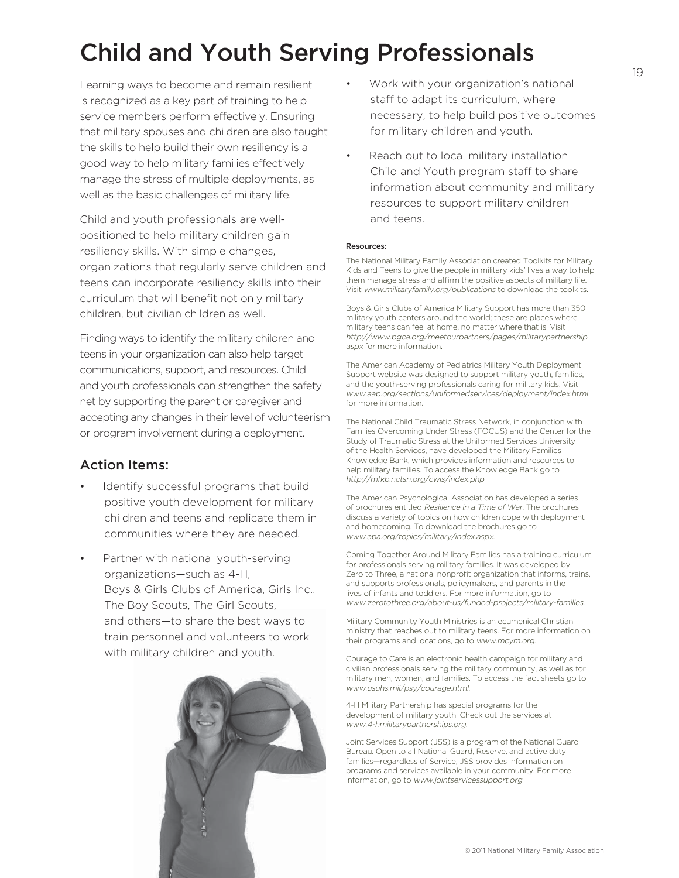# Child and Youth Serving Professionals

Learning ways to become and remain resilient is recognized as a key part of training to help service members perform effectively. Ensuring that military spouses and children are also taught the skills to help build their own resiliency is a good way to help military families effectively manage the stress of multiple deployments, as well as the basic challenges of military life.

Child and youth professionals are well-positioned to help military children gain resiliency skills. With simple changes, organizations that regularly serve children and teens can incorporate resiliency skills into their curriculum that will benefit not only military children, but civilian children as well.

Finding ways to identify the military children and teens in your organization can also help target communications, support, and resources. Child and youth professionals can strengthen the safety net by supporting the parent or caregiver and accepting any changes in their level of volunteerism or program involvement during a deployment.

## Action Items:

- Identify successful programs that build positive youth development for military children and teens and replicate them in communities where they are needed.
- Partner with national youth-serving organizations—such as 4-H, Boys & Girls Clubs of America, Girls Inc., The Boy Scouts, The Girl Scouts, and others—to share the best ways to train personnel and volunteers to work with military children and youth.
- Work with your organization's national staff to adapt its curriculum, where necessary, to help build positive outcomes for military children and youth.
- Reach out to local military installation Child and Youth program staff to share information about community and military resources to support military children and teens.

**Resources:**

The National Military Family Association created Toolkits for Military Kids and Teens to give the people in military kids' lives a way to help them manage stress and affirm the positive aspects of military life. Visit *www.militaryfamily.org/publications* to download the toolkits.

Boys & Girls Clubs of America Military Support has more than 350 military youth centers around the world; these are places where military teens can feel at home, no matter where that is. Visit *http://www.bgca.org/meetourpartners/pages/militarypartnership.aspx* for more information.

The American Academy of Pediatrics Military Youth Deployment Support website was designed to support military youth, families, and the youth-serving professionals caring for military kids. Visit *www.aap.org/sections/uniformedservices/deployment/index.html* for more information.

The National Child Traumatic Stress Network, in conjunction with Families Overcoming Under Stress (FOCUS) and the Center for the Study of Traumatic Stress at the Uniformed Services University of the Health Services, have developed the Military Families Knowledge Bank, which provides information and resources to help military families. To access the Knowledge Bank go to *http://mfkb.nctsn.org/cwis/index.php*.

The American Psychological Association has developed a series of brochures entitled *Resilience in a Time of War*. The brochures discuss a variety of topics on how children cope with deployment and homecoming. To download the brochures go to *www.apa.org/topics/military/index.aspx*.

Coming Together Around Military Families has a training curriculum for professionals serving military families. It was developed by Zero to Three, a national nonprofit organization that informs, trains, and supports professionals, policymakers, and parents in the lives of infants and toddlers. For more information, go to *www.zerotothree.org/about-us/funded-projects/military-families*.

Military Community Youth Ministries is an ecumenical Christian ministry that reaches out to military teens. For more information on their programs and locations, go to *www.mcym.org*.

Courage to Care is an electronic health campaign for military and civilian professionals serving the military community, as well as for military men, women, and families. To access the fact sheets go to *www.usuhs.mil/psy/courage.html*.

4-H Military Partnership has special programs for the development of military youth. Check out the services at *www.4-hmilitarypartnerships.org*.

Joint Services Support (JSS) is a program of the National Guard Bureau. Open to all National Guard, Reserve, and active duty families—regardless of Service, JSS provides information on programs and services available in your community. For more information, go to *www.jointservicessupport.org*.

© 2011 National Military Family Association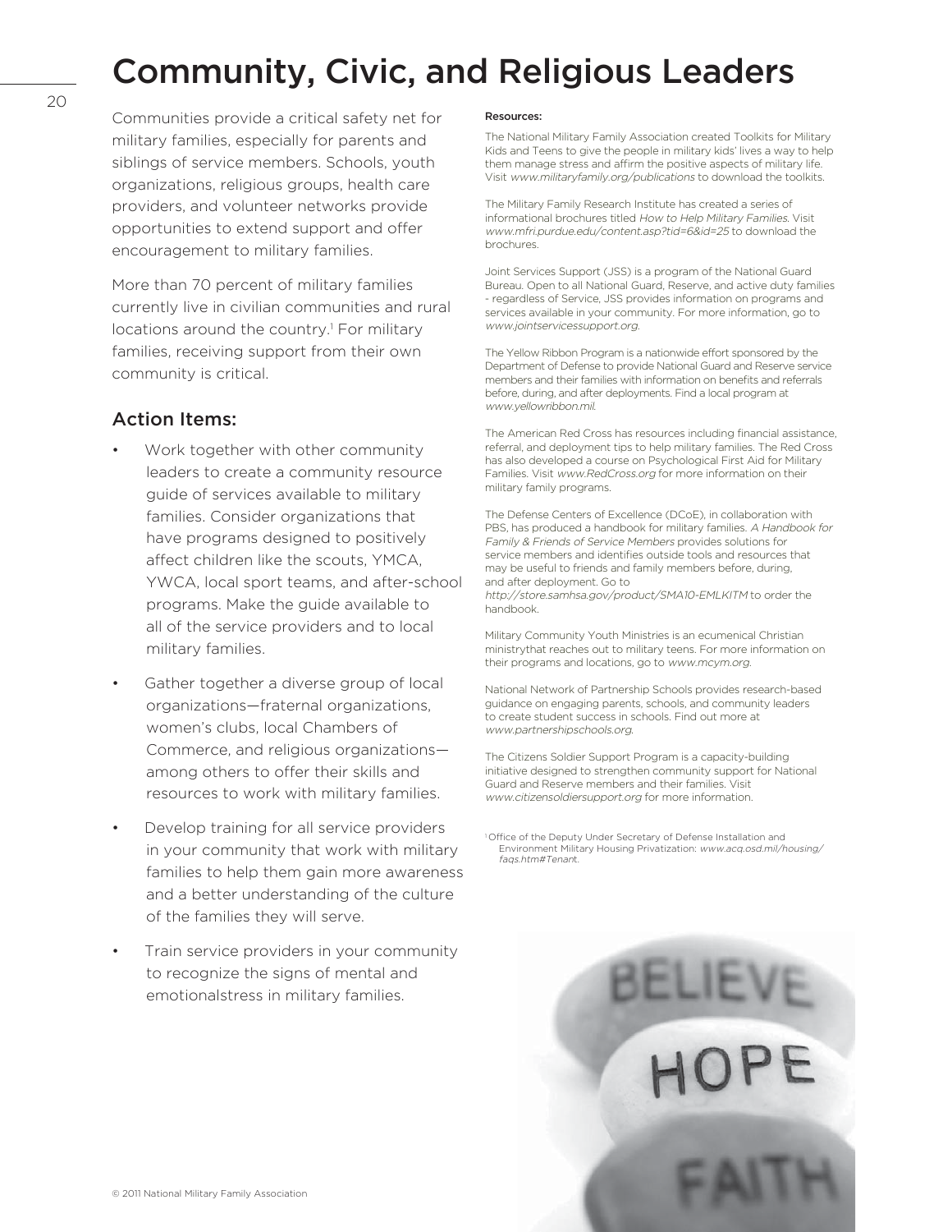# Community, Civic, and Religious Leaders

Communities provide a critical safety net for military families, especially for parents and siblings of service members. Schools, youth organizations, religious groups, health care providers, and volunteer networks provide opportunities to extend support and offer encouragement to military families.

More than 70 percent of military families currently live in civilian communities and rural locations around the country.[1] For military families, receiving support from their own community is critical.

## Action Items:

- Work together with other community leaders to create a community resource guide of services available to military families. Consider organizations that have programs designed to positively affect children like the scouts, YMCA, YWCA, local sport teams, and after-school programs. Make the guide available to all of the service providers and to local military families.
- Gather together a diverse group of local organizations—fraternal organizations, women's clubs, local Chambers of Commerce, and religious organizations—among others to offer their skills and resources to work with military families.
- Develop training for all service providers in your community that work with military families to help them gain more awareness and a better understanding of the culture of the families they will serve.
- Train service providers in your community to recognize the signs of mental and emotionalstress in military families.

**Resources:**

The National Military Family Association created Toolkits for Military Kids and Teens to give the people in military kids' lives a way to help them manage stress and affirm the positive aspects of military life. Visit *www.militaryfamily.org/publications* to download the toolkits.

The Military Family Research Institute has created a series of informational brochures titled *How to Help Military Families.* Visit *www.mfri.purdue.edu/content.asp?tid=6&id=25* to download the brochures.

Joint Services Support (JSS) is a program of the National Guard Bureau. Open to all National Guard, Reserve, and active duty families - regardless of Service, JSS provides information on programs and services available in your community. For more information, go to *www.jointservicessupport.org.*

The Yellow Ribbon Program is a nationwide effort sponsored by the Department of Defense to provide National Guard and Reserve service members and their families with information on benefits and referrals before, during, and after deployments. Find a local program at *www.yellowribbon.mil.*

The American Red Cross has resources including financial assistance, referral, and deployment tips to help military families. The Red Cross has also developed a course on Psychological First Aid for Military Families. Visit *www.RedCross.org* for more information on their military family programs.

The Defense Centers of Excellence (DCoE), in collaboration with PBS, has produced a handbook for military families. *A Handbook for Family & Friends of Service Members* provides solutions for service members and identifies outside tools and resources that may be useful to friends and family members before, during, and after deployment. Go to *http://store.samhsa.gov/product/SMA10-EMLKITM* to order the handbook.

Military Community Youth Ministries is an ecumenical Christian ministrythat reaches out to military teens. For more information on their programs and locations, go to *www.mcym.org.*

National Network of Partnership Schools provides research-based guidance on engaging parents, schools, and community leaders to create student success in schools. Find out more at *www.partnershipschools.org.*

The Citizens Soldier Support Program is a capacity-building initiative designed to strengthen community support for National Guard and Reserve members and their families. Visit *www.citizensoldiersupport.org* for more information.

[1] Office of the Deputy Under Secretary of Defense Installation and Environment Military Housing Privatization: *www.acq.osd.mil/housing/faqs.htm#Tenant.*

© 2011 National Military Family Association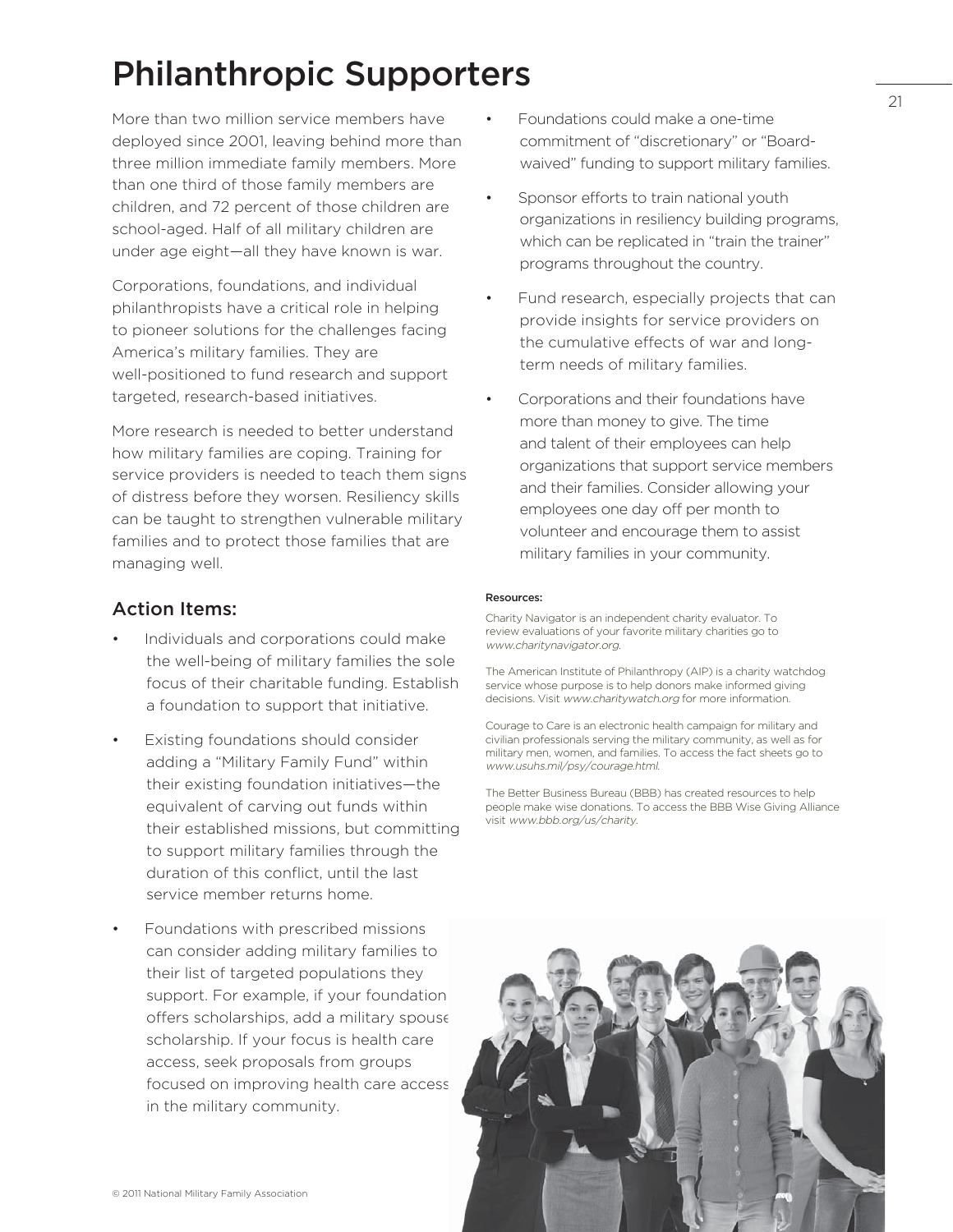# Philanthropic Supporters

More than two million service members have deployed since 2001, leaving behind more than three million immediate family members. More than one third of those family members are children, and 72 percent of those children are school-aged. Half of all military children are under age eight—all they have known is war.

Corporations, foundations, and individual philanthropists have a critical role in helping to pioneer solutions for the challenges facing America's military families. They are well-positioned to fund research and support targeted, research-based initiatives.

More research is needed to better understand how military families are coping. Training for service providers is needed to teach them signs of distress before they worsen. Resiliency skills can be taught to strengthen vulnerable military families and to protect those families that are managing well.

## Action Items:

- Individuals and corporations could make the well-being of military families the sole focus of their charitable funding. Establish a foundation to support that initiative.
- Existing foundations should consider adding a "Military Family Fund" within their existing foundation initiatives—the equivalent of carving out funds within their established missions, but committing to support military families through the duration of this conflict, until the last service member returns home.
- Foundations with prescribed missions can consider adding military families to their list of targeted populations they support. For example, if your foundation offers scholarships, add a military spouse scholarship. If your focus is health care access, seek proposals from groups focused on improving health care access in the military community.
- Foundations could make a one-time commitment of "discretionary" or "Board-waived" funding to support military families.
- Sponsor efforts to train national youth organizations in resiliency building programs, which can be replicated in "train the trainer" programs throughout the country.
- Fund research, especially projects that can provide insights for service providers on the cumulative effects of war and long-term needs of military families.
- Corporations and their foundations have more than money to give. The time and talent of their employees can help organizations that support service members and their families. Consider allowing your employees one day off per month to volunteer and encourage them to assist military families in your community.

**Resources:**

Charity Navigator is an independent charity evaluator. To review evaluations of your favorite military charities go to *www.charitynavigator.org*.

The American Institute of Philanthropy (AIP) is a charity watchdog service whose purpose is to help donors make informed giving decisions. Visit *www.charitywatch.org* for more information.

Courage to Care is an electronic health campaign for military and civilian professionals serving the military community, as well as for military men, women, and families. To access the fact sheets go to *www.usuhs.mil/psy/courage.html*.

The Better Business Bureau (BBB) has created resources to help people make wise donations. To access the BBB Wise Giving Alliance visit *www.bbb.org/us/charity*.

© 2011 National Military Family Association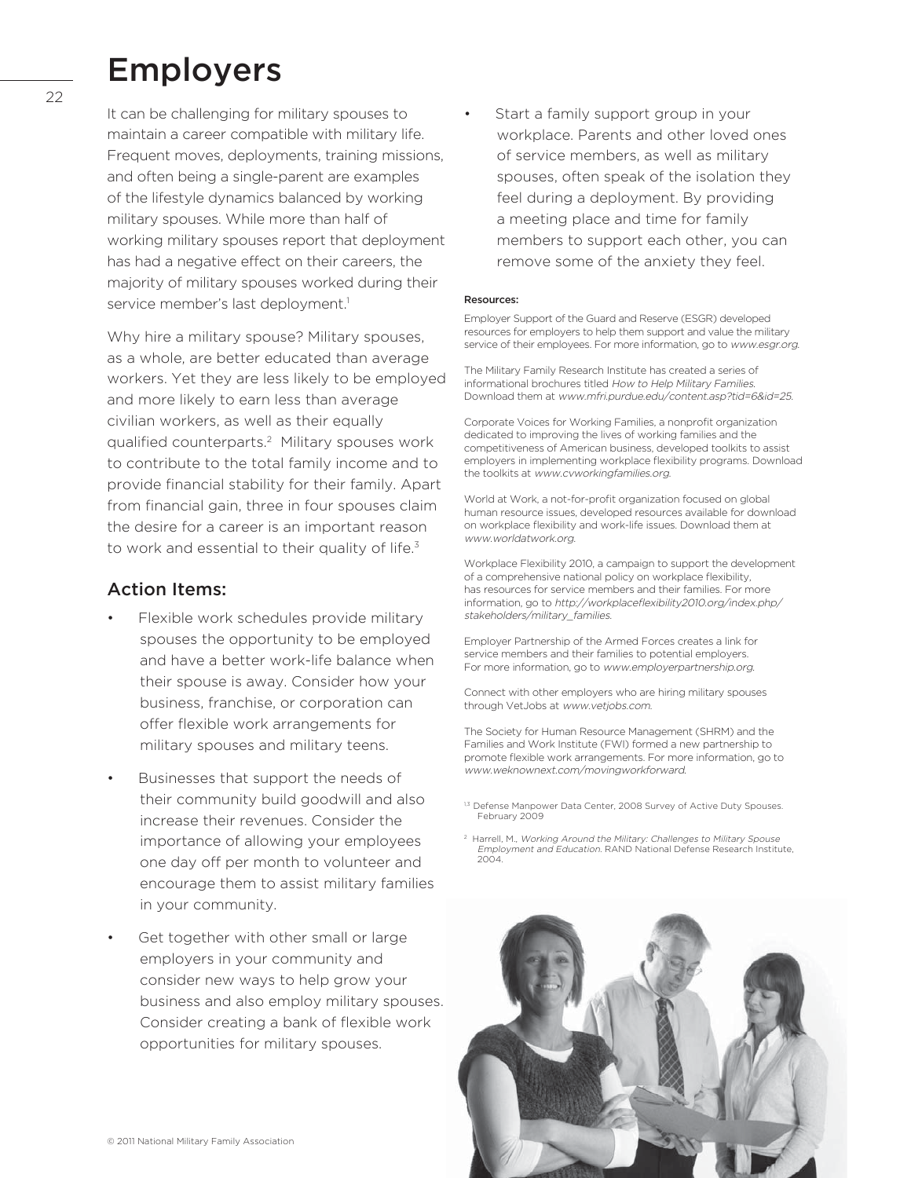# Employers

It can be challenging for military spouses to maintain a career compatible with military life. Frequent moves, deployments, training missions, and often being a single-parent are examples of the lifestyle dynamics balanced by working military spouses. While more than half of working military spouses report that deployment has had a negative effect on their careers, the majority of military spouses worked during their service member's last deployment.[1]

Why hire a military spouse? Military spouses, as a whole, are better educated than average workers. Yet they are less likely to be employed and more likely to earn less than average civilian workers, as well as their equally qualified counterparts.[2] Military spouses work to contribute to the total family income and to provide financial stability for their family. Apart from financial gain, three in four spouses claim the desire for a career is an important reason to work and essential to their quality of life.[3]

## Action Items:

- Flexible work schedules provide military spouses the opportunity to be employed and have a better work-life balance when their spouse is away. Consider how your business, franchise, or corporation can offer flexible work arrangements for military spouses and military teens.
- Businesses that support the needs of their community build goodwill and also increase their revenues. Consider the importance of allowing your employees one day off per month to volunteer and encourage them to assist military families in your community.
- Get together with other small or large employers in your community and consider new ways to help grow your business and also employ military spouses. Consider creating a bank of flexible work opportunities for military spouses.
- Start a family support group in your workplace. Parents and other loved ones of service members, as well as military spouses, often speak of the isolation they feel during a deployment. By providing a meeting place and time for family members to support each other, you can remove some of the anxiety they feel.

**Resources:**

Employer Support of the Guard and Reserve (ESGR) developed resources for employers to help them support and value the military service of their employees. For more information, go to *www.esgr.org*.

The Military Family Research Institute has created a series of informational brochures titled *How to Help Military Families*. Download them at *www.mfri.purdue.edu/content.asp?tid=6&id=25*.

Corporate Voices for Working Families, a nonprofit organization dedicated to improving the lives of working families and the competitiveness of American business, developed toolkits to assist employers in implementing workplace flexibility programs. Download the toolkits at *www.cvworkingfamilies.org*.

World at Work, a not-for-profit organization focused on global human resource issues, developed resources available for download on workplace flexibility and work-life issues. Download them at *www.worldatwork.org*.

Workplace Flexibility 2010, a campaign to support the development of a comprehensive national policy on workplace flexibility, has resources for service members and their families. For more information, go to *http://workplaceflexibility2010.org/index.php/stakeholders/military_families*.

Employer Partnership of the Armed Forces creates a link for service members and their families to potential employers. For more information, go to *www.employerpartnership.org*.

Connect with other employers who are hiring military spouses through VetJobs at *www.vetjobs.com*.

The Society for Human Resource Management (SHRM) and the Families and Work Institute (FWI) formed a new partnership to promote flexible work arrangements. For more information, go to *www.weknownext.com/movingworkforward*.

[1,3] Defense Manpower Data Center, 2008 Survey of Active Duty Spouses. February 2009

[2] Harrell, M., *Working Around the Military: Challenges to Military Spouse Employment and Education*. RAND National Defense Research Institute, 2004.

© 2011 National Military Family Association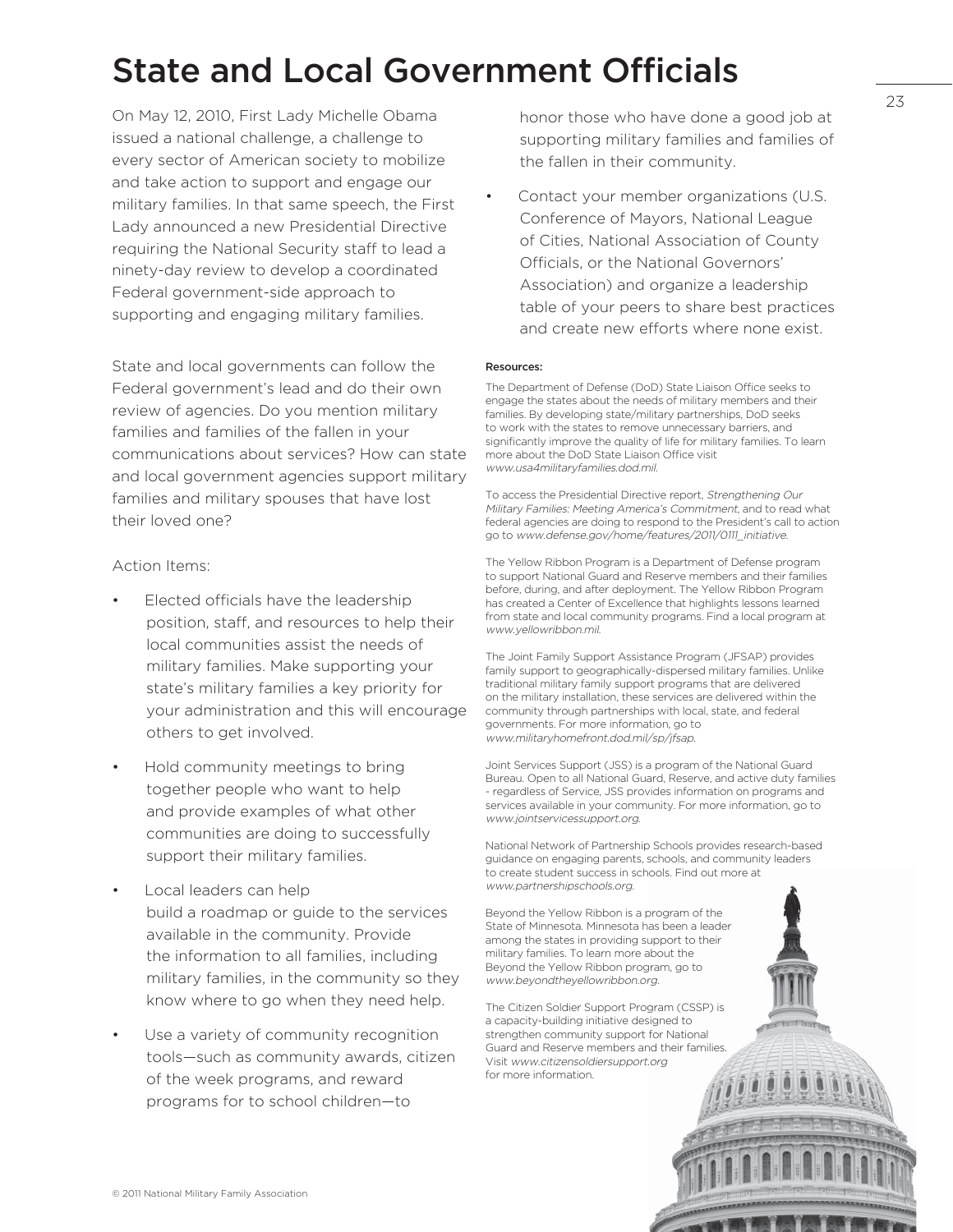# State and Local Government Officials

On May 12, 2010, First Lady Michelle Obama issued a national challenge, a challenge to every sector of American society to mobilize and take action to support and engage our military families. In that same speech, the First Lady announced a new Presidential Directive requiring the National Security staff to lead a ninety-day review to develop a coordinated Federal government-side approach to supporting and engaging military families.

State and local governments can follow the Federal government's lead and do their own review of agencies. Do you mention military families and families of the fallen in your communications about services? How can state and local government agencies support military families and military spouses that have lost their loved one?

Action Items:

- Elected officials have the leadership position, staff, and resources to help their local communities assist the needs of military families. Make supporting your state's military families a key priority for your administration and this will encourage others to get involved.
- Hold community meetings to bring together people who want to help and provide examples of what other communities are doing to successfully support their military families.
- Local leaders can help build a roadmap or guide to the services available in the community. Provide the information to all families, including military families, in the community so they know where to go when they need help.
- Use a variety of community recognition tools—such as community awards, citizen of the week programs, and reward programs for to school children—to honor those who have done a good job at supporting military families and families of the fallen in their community.
- Contact your member organizations (U.S. Conference of Mayors, National League of Cities, National Association of County Officials, or the National Governors' Association) and organize a leadership table of your peers to share best practices and create new efforts where none exist.

**Resources:**

The Department of Defense (DoD) State Liaison Office seeks to engage the states about the needs of military members and their families. By developing state/military partnerships, DoD seeks to work with the states to remove unnecessary barriers, and significantly improve the quality of life for military families. To learn more about the DoD State Liaison Office visit *www.usa4militaryfamilies.dod.mil.*

To access the Presidential Directive report, *Strengthening Our Military Families: Meeting America's Commitment*, and to read what federal agencies are doing to respond to the President's call to action go to *www.defense.gov/home/features/2011/0111_initiative.*

The Yellow Ribbon Program is a Department of Defense program to support National Guard and Reserve members and their families before, during, and after deployment. The Yellow Ribbon Program has created a Center of Excellence that highlights lessons learned from state and local community programs. Find a local program at *www.yellowribbon.mil.*

The Joint Family Support Assistance Program (JFSAP) provides family support to geographically-dispersed military families. Unlike traditional military family support programs that are delivered on the military installation, these services are delivered within the community through partnerships with local, state, and federal governments. For more information, go to *www.militaryhomefront.dod.mil/sp/jfsap.*

Joint Services Support (JSS) is a program of the National Guard Bureau. Open to all National Guard, Reserve, and active duty families - regardless of Service, JSS provides information on programs and services available in your community. For more information, go to *www.jointservicessupport.org.*

National Network of Partnership Schools provides research-based guidance on engaging parents, schools, and community leaders to create student success in schools. Find out more at *www.partnershipschools.org.*

Beyond the Yellow Ribbon is a program of the State of Minnesota. Minnesota has been a leader among the states in providing support to their military families. To learn more about the Beyond the Yellow Ribbon program, go to *www.beyondtheyellowribbon.org.*

The Citizen Soldier Support Program (CSSP) is a capacity-building initiative designed to strengthen community support for National Guard and Reserve members and their families. Visit *www.citizensoldiersupport.org* for more information.

© 2011 National Military Family Association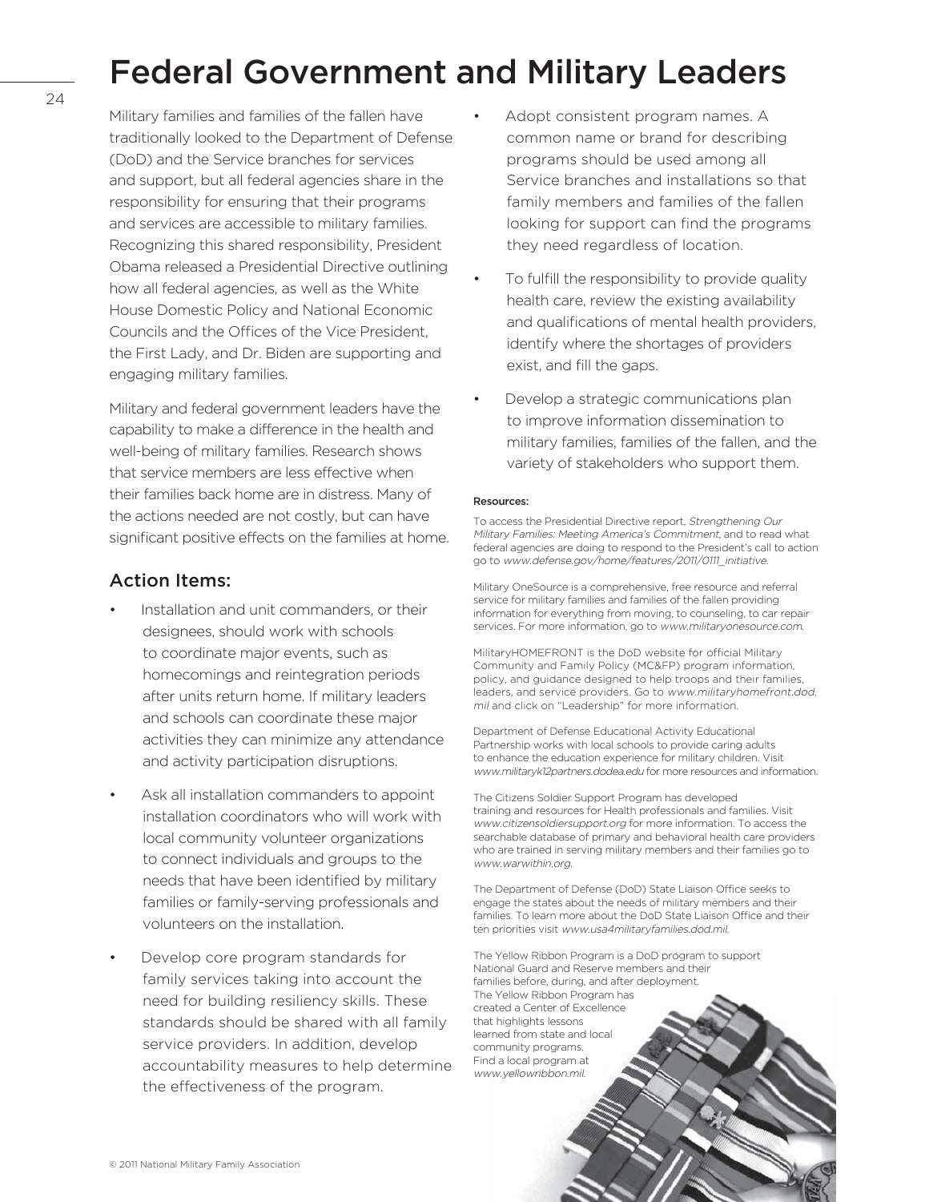# Federal Government and Military Leaders

Military families and families of the fallen have traditionally looked to the Department of Defense (DoD) and the Service branches for services and support, but all federal agencies share in the responsibility for ensuring that their programs and services are accessible to military families. Recognizing this shared responsibility, President Obama released a Presidential Directive outlining how all federal agencies, as well as the White House Domestic Policy and National Economic Councils and the Offices of the Vice President, the First Lady, and Dr. Biden are supporting and engaging military families.

Military and federal government leaders have the capability to make a difference in the health and well-being of military families. Research shows that service members are less effective when their families back home are in distress. Many of the actions needed are not costly, but can have significant positive effects on the families at home.

## Action Items:

- Installation and unit commanders, or their designees, should work with schools to coordinate major events, such as homecomings and reintegration periods after units return home. If military leaders and schools can coordinate these major activities they can minimize any attendance and activity participation disruptions.
- Ask all installation commanders to appoint installation coordinators who will work with local community volunteer organizations to connect individuals and groups to the needs that have been identified by military families or family-serving professionals and volunteers on the installation.
- Develop core program standards for family services taking into account the need for building resiliency skills. These standards should be shared with all family service providers. In addition, develop accountability measures to help determine the effectiveness of the program.
- Adopt consistent program names. A common name or brand for describing programs should be used among all Service branches and installations so that family members and families of the fallen looking for support can find the programs they need regardless of location.
- To fulfill the responsibility to provide quality health care, review the existing availability and qualifications of mental health providers, identify where the shortages of providers exist, and fill the gaps.
- Develop a strategic communications plan to improve information dissemination to military families, families of the fallen, and the variety of stakeholders who support them.

**Resources:**

To access the Presidential Directive report, *Strengthening Our Military Families: Meeting America's Commitment*, and to read what federal agencies are doing to respond to the President's call to action go to *www.defense.gov/home/features/2011/0111_initiative.*

Military OneSource is a comprehensive, free resource and referral service for military families and families of the fallen providing information for everything from moving, to counseling, to car repair services. For more information, go to *www.militaryonesource.com.*

MilitaryHOMEFRONT is the DoD website for official Military Community and Family Policy (MC&FP) program information, policy, and guidance designed to help troops and their families, leaders, and service providers. Go to *www.militaryhomefront.dod.mil* and click on "Leadership" for more information.

Department of Defense Educational Activity Educational Partnership works with local schools to provide caring adults to enhance the education experience for military children. Visit *www.militaryk12partners.dodea.edu* for more resources and information.

The Citizens Soldier Support Program has developed training and resources for Health professionals and families. Visit *www.citizensoldiersupport.org* for more information. To access the searchable database of primary and behavioral health care providers who are trained in serving military members and their families go to *www.warwithin.org.*

The Department of Defense (DoD) State Liaison Office seeks to engage the states about the needs of military members and their families. To learn more about the DoD State Liaison Office and their ten priorities visit *www.usa4militaryfamilies.dod.mil.*

The Yellow Ribbon Program is a DoD program to support National Guard and Reserve members and their families before, during, and after deployment. The Yellow Ribbon Program has created a Center of Excellence that highlights lessons learned from state and local community programs. Find a local program at *www.yellowribbon.mil.*

© 2011 National Military Family Association